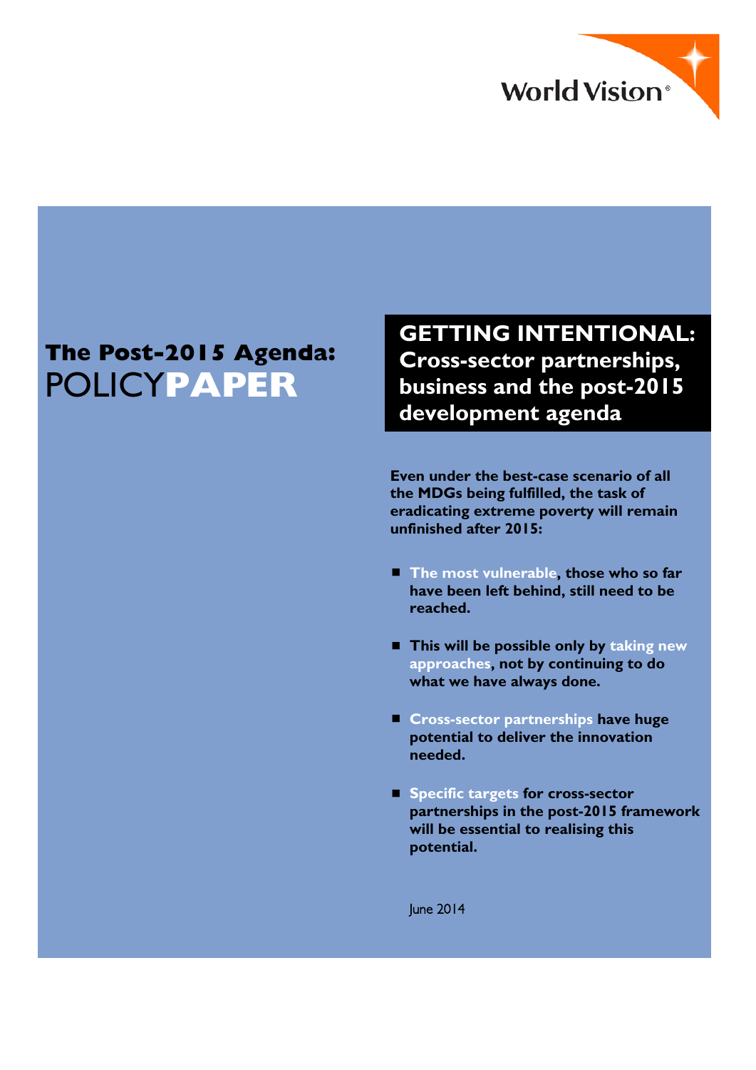World Vision

**The Post-2015 Agenda:**
POLICY**PAPER**

# GETTING INTENTIONAL: Cross-sector partnerships, business and the post-2015 development agenda

**Even under the best-case scenario of all the MDGs being fulfilled, the task of eradicating extreme poverty will remain unfinished after 2015:**

- **The most vulnerable, those who so far have been left behind, still need to be reached.**
- **This will be possible only by taking new approaches, not by continuing to do what we have always done.**
- **Cross-sector partnerships have huge potential to deliver the innovation needed.**
- **Specific targets for cross-sector partnerships in the post-2015 framework will be essential to realising this potential.**

June 2014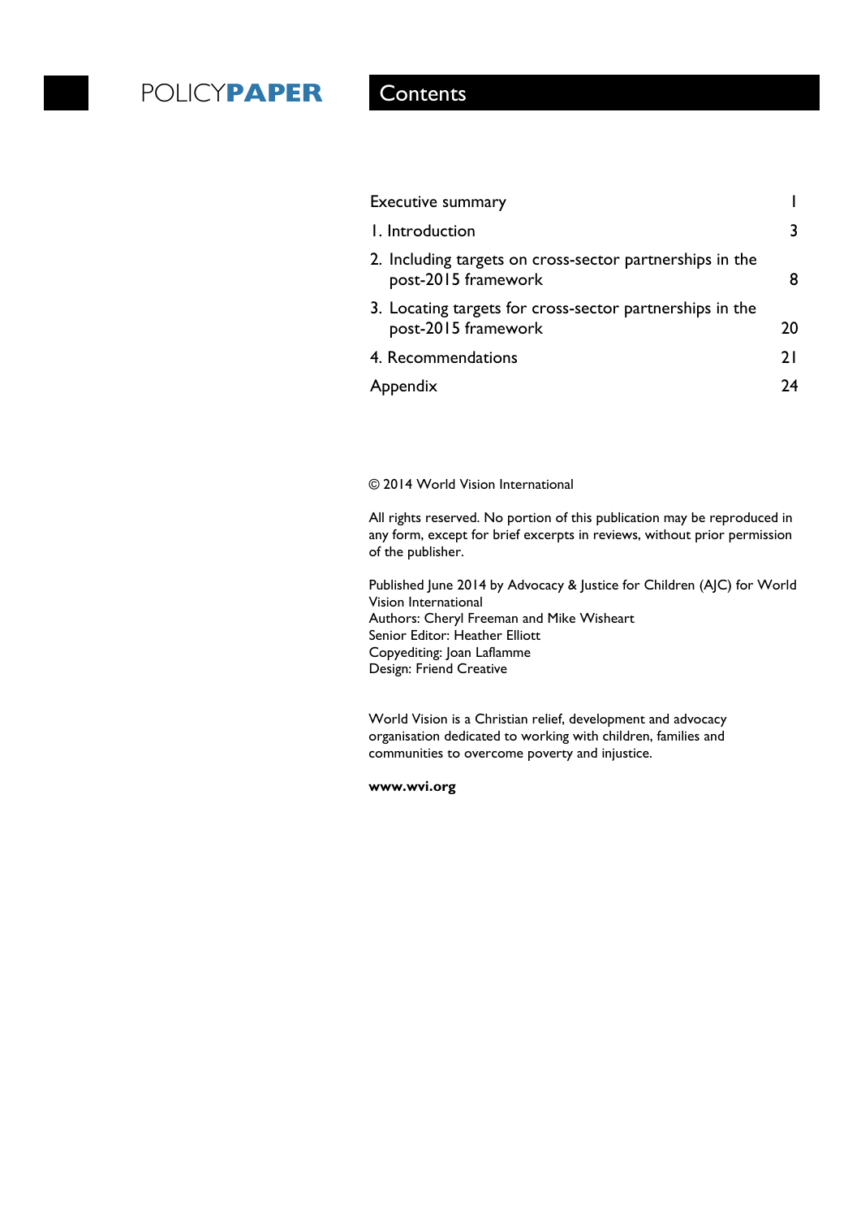# Contents

| | |
|---|---|
| Executive summary | 1 |
| 1. Introduction | 3 |
| 2. Including targets on cross-sector partnerships in the post-2015 framework | 8 |
| 3. Locating targets for cross-sector partnerships in the post-2015 framework | 20 |
| 4. Recommendations | 21 |
| Appendix | 24 |

© 2014 World Vision International

All rights reserved. No portion of this publication may be reproduced in any form, except for brief excerpts in reviews, without prior permission of the publisher.

Published June 2014 by Advocacy & Justice for Children (AJC) for World Vision International
Authors: Cheryl Freeman and Mike Wisheart
Senior Editor: Heather Elliott
Copyediting: Joan Laflamme
Design: Friend Creative

World Vision is a Christian relief, development and advocacy organisation dedicated to working with children, families and communities to overcome poverty and injustice.

**www.wvi.org**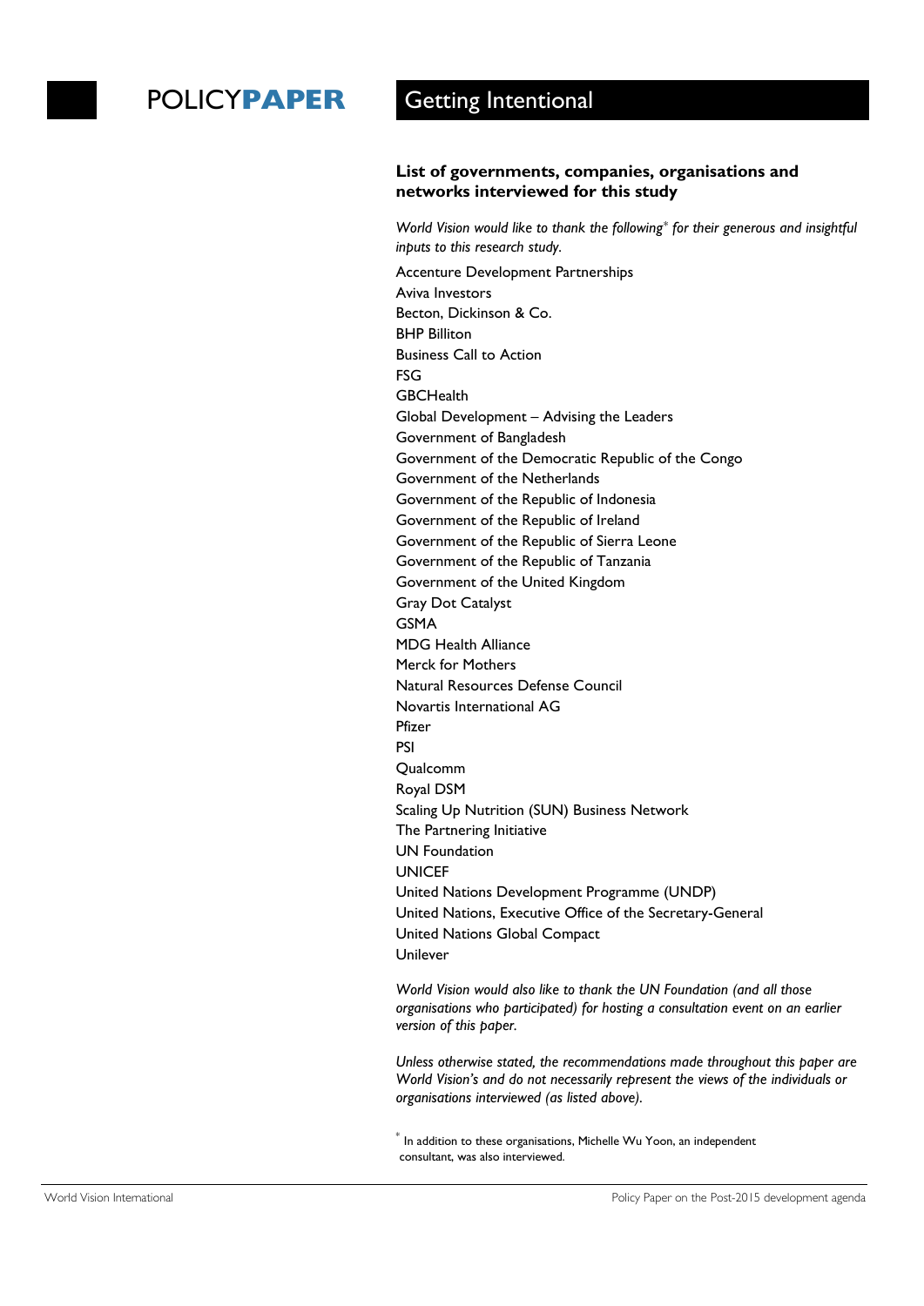### List of governments, companies, organisations and networks interviewed for this study

*World Vision would like to thank the following\* for their generous and insightful inputs to this research study.*

Accenture Development Partnerships
Aviva Investors
Becton, Dickinson & Co.
BHP Billiton
Business Call to Action
FSG
GBCHealth
Global Development – Advising the Leaders
Government of Bangladesh
Government of the Democratic Republic of the Congo
Government of the Netherlands
Government of the Republic of Indonesia
Government of the Republic of Ireland
Government of the Republic of Sierra Leone
Government of the Republic of Tanzania
Government of the United Kingdom
Gray Dot Catalyst
GSMA
MDG Health Alliance
Merck for Mothers
Natural Resources Defense Council
Novartis International AG
Pfizer
PSI
Qualcomm
Royal DSM
Scaling Up Nutrition (SUN) Business Network
The Partnering Initiative
UN Foundation
UNICEF
United Nations Development Programme (UNDP)
United Nations, Executive Office of the Secretary-General
United Nations Global Compact
Unilever

*World Vision would also like to thank the UN Foundation (and all those organisations who participated) for hosting a consultation event on an earlier version of this paper.*

*Unless otherwise stated, the recommendations made throughout this paper are World Vision's and do not necessarily represent the views of the individuals or organisations interviewed (as listed above).*

\* In addition to these organisations, Michelle Wu Yoon, an independent consultant, was also interviewed.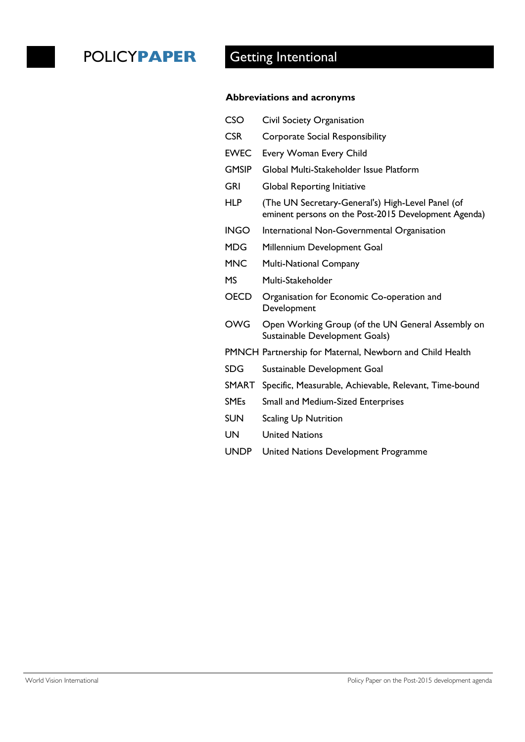### Abbreviations and acronyms

| | |
|---|---|
| CSO | Civil Society Organisation |
| CSR | Corporate Social Responsibility |
| EWEC | Every Woman Every Child |
| GMSIP | Global Multi-Stakeholder Issue Platform |
| GRI | Global Reporting Initiative |
| HLP | (The UN Secretary-General's) High-Level Panel (of eminent persons on the Post-2015 Development Agenda) |
| INGO | International Non-Governmental Organisation |
| MDG | Millennium Development Goal |
| MNC | Multi-National Company |
| MS | Multi-Stakeholder |
| OECD | Organisation for Economic Co-operation and Development |
| OWG | Open Working Group (of the UN General Assembly on Sustainable Development Goals) |
| PMNCH | Partnership for Maternal, Newborn and Child Health |
| SDG | Sustainable Development Goal |
| SMART | Specific, Measurable, Achievable, Relevant, Time-bound |
| SMEs | Small and Medium-Sized Enterprises |
| SUN | Scaling Up Nutrition |
| UN | United Nations |
| UNDP | United Nations Development Programme |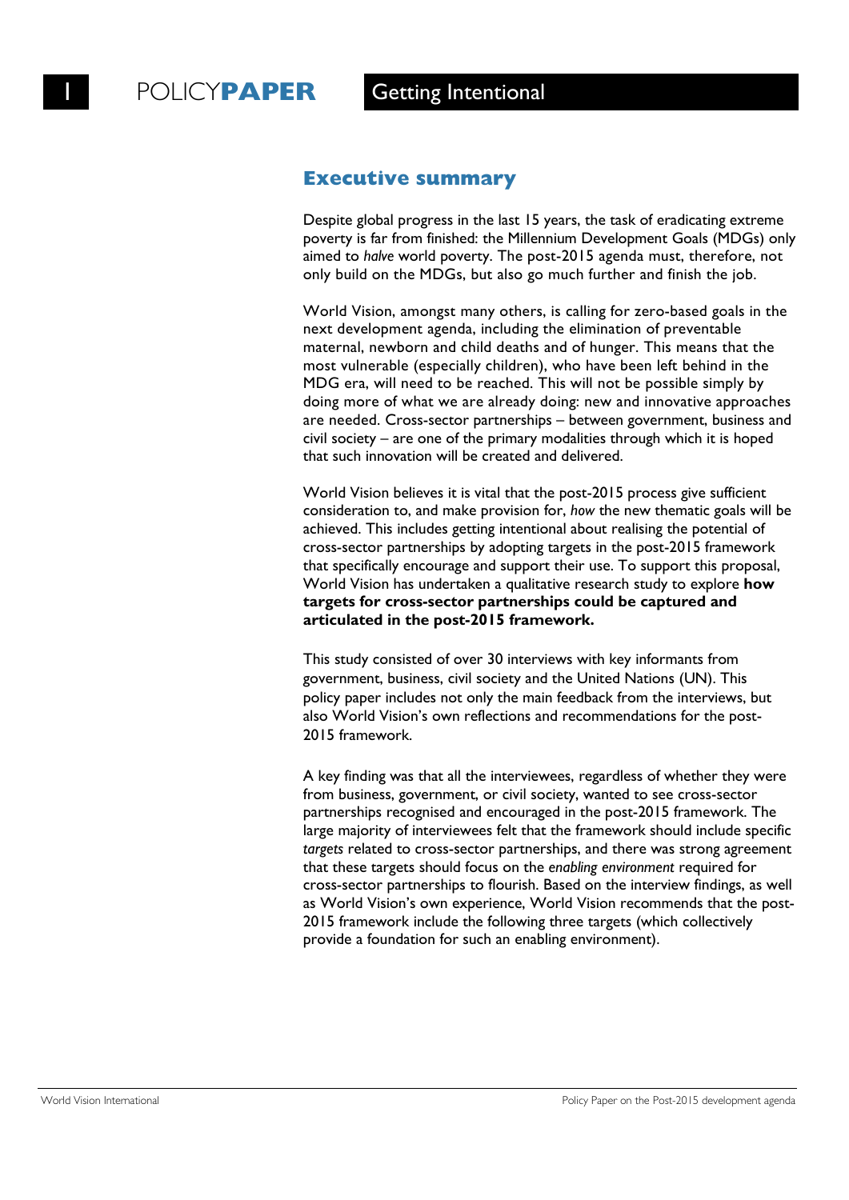## Executive summary

Despite global progress in the last 15 years, the task of eradicating extreme poverty is far from finished: the Millennium Development Goals (MDGs) only aimed to *halve* world poverty. The post-2015 agenda must, therefore, not only build on the MDGs, but also go much further and finish the job.

World Vision, amongst many others, is calling for zero-based goals in the next development agenda, including the elimination of preventable maternal, newborn and child deaths and of hunger. This means that the most vulnerable (especially children), who have been left behind in the MDG era, will need to be reached. This will not be possible simply by doing more of what we are already doing: new and innovative approaches are needed. Cross-sector partnerships – between government, business and civil society – are one of the primary modalities through which it is hoped that such innovation will be created and delivered.

World Vision believes it is vital that the post-2015 process give sufficient consideration to, and make provision for, *how* the new thematic goals will be achieved. This includes getting intentional about realising the potential of cross-sector partnerships by adopting targets in the post-2015 framework that specifically encourage and support their use. To support this proposal, World Vision has undertaken a qualitative research study to explore **how targets for cross-sector partnerships could be captured and articulated in the post-2015 framework.**

This study consisted of over 30 interviews with key informants from government, business, civil society and the United Nations (UN). This policy paper includes not only the main feedback from the interviews, but also World Vision's own reflections and recommendations for the post-2015 framework.

A key finding was that all the interviewees, regardless of whether they were from business, government, or civil society, wanted to see cross-sector partnerships recognised and encouraged in the post-2015 framework. The large majority of interviewees felt that the framework should include specific *targets* related to cross-sector partnerships, and there was strong agreement that these targets should focus on the *enabling environment* required for cross-sector partnerships to flourish. Based on the interview findings, as well as World Vision's own experience, World Vision recommends that the post-2015 framework include the following three targets (which collectively provide a foundation for such an enabling environment).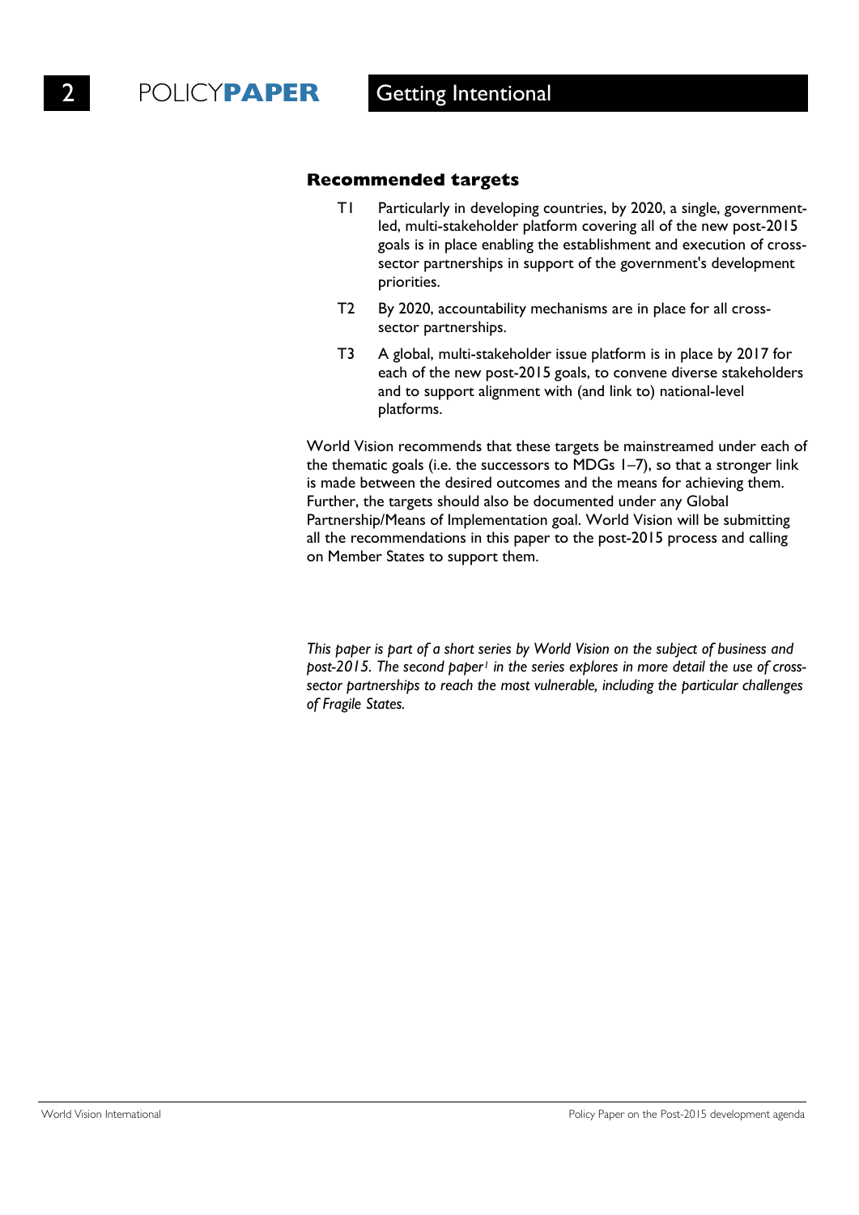### Recommended targets

- T1 Particularly in developing countries, by 2020, a single, government-led, multi-stakeholder platform covering all of the new post-2015 goals is in place enabling the establishment and execution of cross-sector partnerships in support of the government's development priorities.
- T2 By 2020, accountability mechanisms are in place for all cross-sector partnerships.
- T3 A global, multi-stakeholder issue platform is in place by 2017 for each of the new post-2015 goals, to convene diverse stakeholders and to support alignment with (and link to) national-level platforms.

World Vision recommends that these targets be mainstreamed under each of the thematic goals (i.e. the successors to MDGs 1–7), so that a stronger link is made between the desired outcomes and the means for achieving them. Further, the targets should also be documented under any Global Partnership/Means of Implementation goal. World Vision will be submitting all the recommendations in this paper to the post-2015 process and calling on Member States to support them.

*This paper is part of a short series by World Vision on the subject of business and post-2015. The second paper[1] in the series explores in more detail the use of cross-sector partnerships to reach the most vulnerable, including the particular challenges of Fragile States.*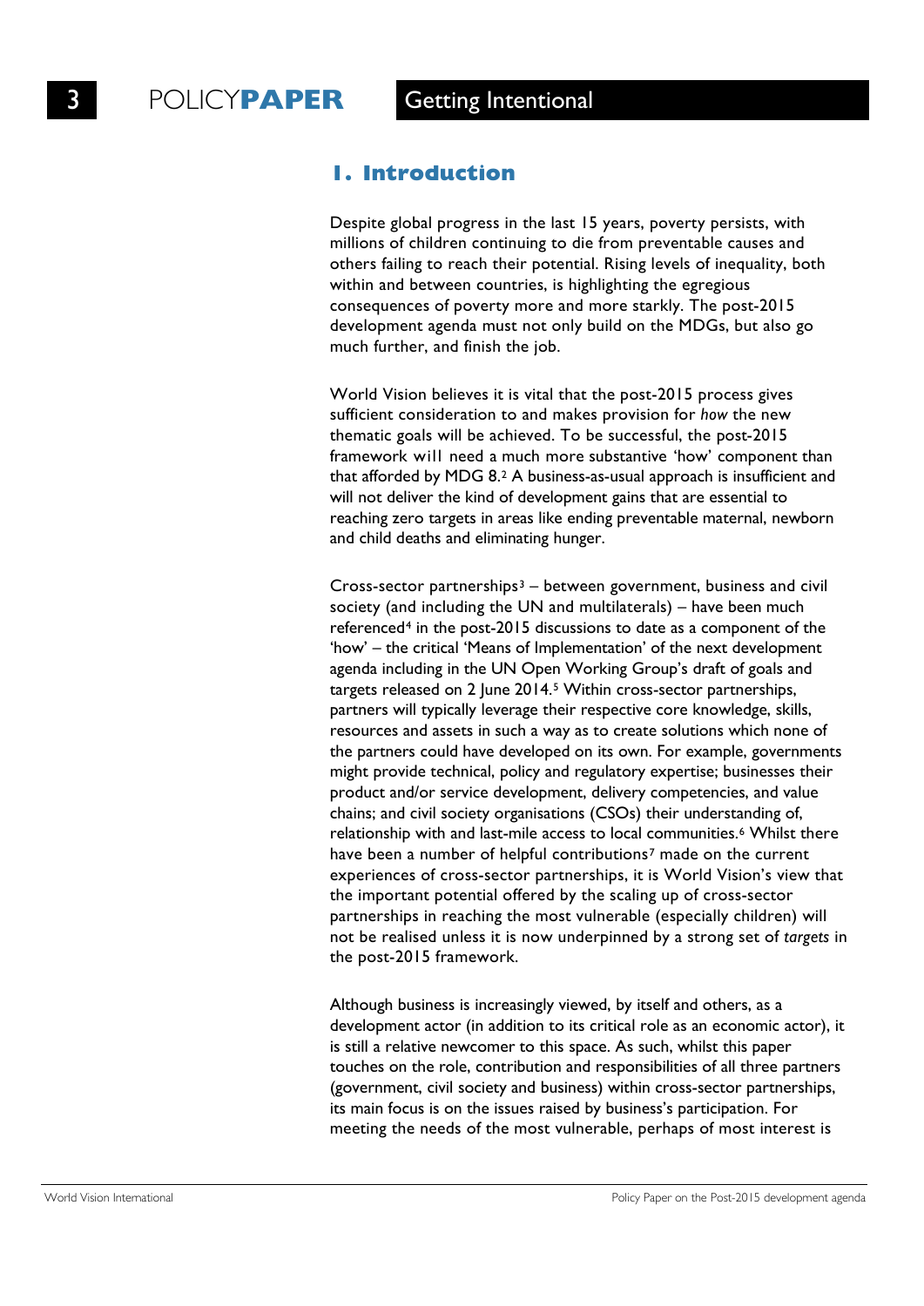## 1. Introduction

Despite global progress in the last 15 years, poverty persists, with millions of children continuing to die from preventable causes and others failing to reach their potential. Rising levels of inequality, both within and between countries, is highlighting the egregious consequences of poverty more and more starkly. The post-2015 development agenda must not only build on the MDGs, but also go much further, and finish the job.

World Vision believes it is vital that the post-2015 process gives sufficient consideration to and makes provision for *how* the new thematic goals will be achieved. To be successful, the post-2015 framework will need a much more substantive 'how' component than that afforded by MDG 8.[2] A business-as-usual approach is insufficient and will not deliver the kind of development gains that are essential to reaching zero targets in areas like ending preventable maternal, newborn and child deaths and eliminating hunger.

Cross-sector partnerships[3] – between government, business and civil society (and including the UN and multilaterals) – have been much referenced[4] in the post-2015 discussions to date as a component of the 'how' – the critical 'Means of Implementation' of the next development agenda including in the UN Open Working Group's draft of goals and targets released on 2 June 2014.[5] Within cross-sector partnerships, partners will typically leverage their respective core knowledge, skills, resources and assets in such a way as to create solutions which none of the partners could have developed on its own. For example, governments might provide technical, policy and regulatory expertise; businesses their product and/or service development, delivery competencies, and value chains; and civil society organisations (CSOs) their understanding of, relationship with and last-mile access to local communities.[6] Whilst there have been a number of helpful contributions[7] made on the current experiences of cross-sector partnerships, it is World Vision's view that the important potential offered by the scaling up of cross-sector partnerships in reaching the most vulnerable (especially children) will not be realised unless it is now underpinned by a strong set of *targets* in the post-2015 framework.

Although business is increasingly viewed, by itself and others, as a development actor (in addition to its critical role as an economic actor), it is still a relative newcomer to this space. As such, whilst this paper touches on the role, contribution and responsibilities of all three partners (government, civil society and business) within cross-sector partnerships, its main focus is on the issues raised by business's participation. For meeting the needs of the most vulnerable, perhaps of most interest is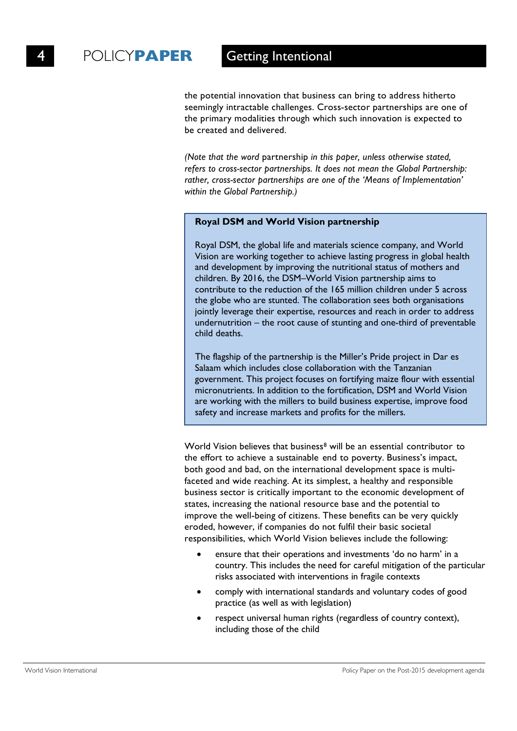the potential innovation that business can bring to address hitherto seemingly intractable challenges. Cross-sector partnerships are one of the primary modalities through which such innovation is expected to be created and delivered.

*(Note that the word* partnership *in this paper, unless otherwise stated, refers to cross-sector partnerships. It does not mean the Global Partnership: rather, cross-sector partnerships are one of the 'Means of Implementation' within the Global Partnership.)*

> **Royal DSM and World Vision partnership**
>
> Royal DSM, the global life and materials science company, and World Vision are working together to achieve lasting progress in global health and development by improving the nutritional status of mothers and children. By 2016, the DSM–World Vision partnership aims to contribute to the reduction of the 165 million children under 5 across the globe who are stunted. The collaboration sees both organisations jointly leverage their expertise, resources and reach in order to address undernutrition – the root cause of stunting and one-third of preventable child deaths.
>
> The flagship of the partnership is the Miller's Pride project in Dar es Salaam which includes close collaboration with the Tanzanian government. This project focuses on fortifying maize flour with essential micronutrients. In addition to the fortification, DSM and World Vision are working with the millers to build business expertise, improve food safety and increase markets and profits for the millers.

World Vision believes that business[8] will be an essential contributor to the effort to achieve a sustainable end to poverty. Business's impact, both good and bad, on the international development space is multi-faceted and wide reaching. At its simplest, a healthy and responsible business sector is critically important to the economic development of states, increasing the national resource base and the potential to improve the well-being of citizens. These benefits can be very quickly eroded, however, if companies do not fulfil their basic societal responsibilities, which World Vision believes include the following:

- ensure that their operations and investments 'do no harm' in a country. This includes the need for careful mitigation of the particular risks associated with interventions in fragile contexts
- comply with international standards and voluntary codes of good practice (as well as with legislation)
- respect universal human rights (regardless of country context), including those of the child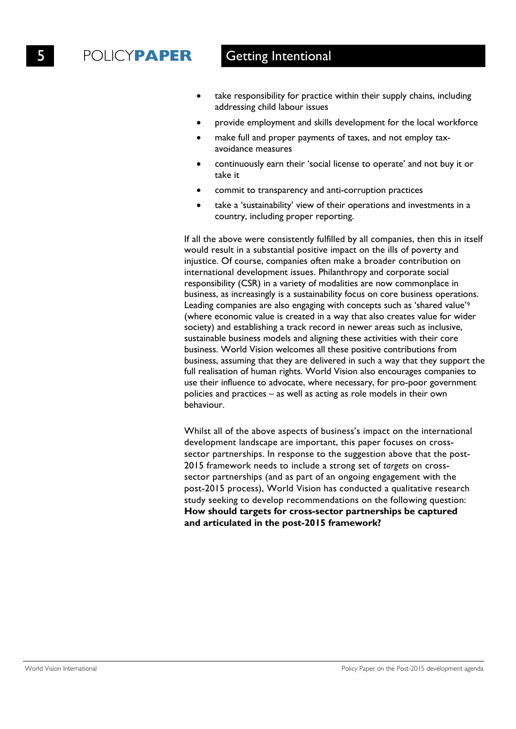- take responsibility for practice within their supply chains, including addressing child labour issues
- provide employment and skills development for the local workforce
- make full and proper payments of taxes, and not employ tax-avoidance measures
- continuously earn their 'social license to operate' and not buy it or take it
- commit to transparency and anti-corruption practices
- take a 'sustainability' view of their operations and investments in a country, including proper reporting.

If all the above were consistently fulfilled by all companies, then this in itself would result in a substantial positive impact on the ills of poverty and injustice. Of course, companies often make a broader contribution on international development issues. Philanthropy and corporate social responsibility (CSR) in a variety of modalities are now commonplace in business, as increasingly is a sustainability focus on core business operations. Leading companies are also engaging with concepts such as 'shared value'[9] (where economic value is created in a way that also creates value for wider society) and establishing a track record in newer areas such as inclusive, sustainable business models and aligning these activities with their core business. World Vision welcomes all these positive contributions from business, assuming that they are delivered in such a way that they support the full realisation of human rights. World Vision also encourages companies to use their influence to advocate, where necessary, for pro-poor government policies and practices – as well as acting as role models in their own behaviour.

Whilst all of the above aspects of business's impact on the international development landscape are important, this paper focuses on cross-sector partnerships. In response to the suggestion above that the post-2015 framework needs to include a strong set of *targets* on cross-sector partnerships (and as part of an ongoing engagement with the post-2015 process), World Vision has conducted a qualitative research study seeking to develop recommendations on the following question: **How should targets for cross-sector partnerships be captured and articulated in the post-2015 framework?**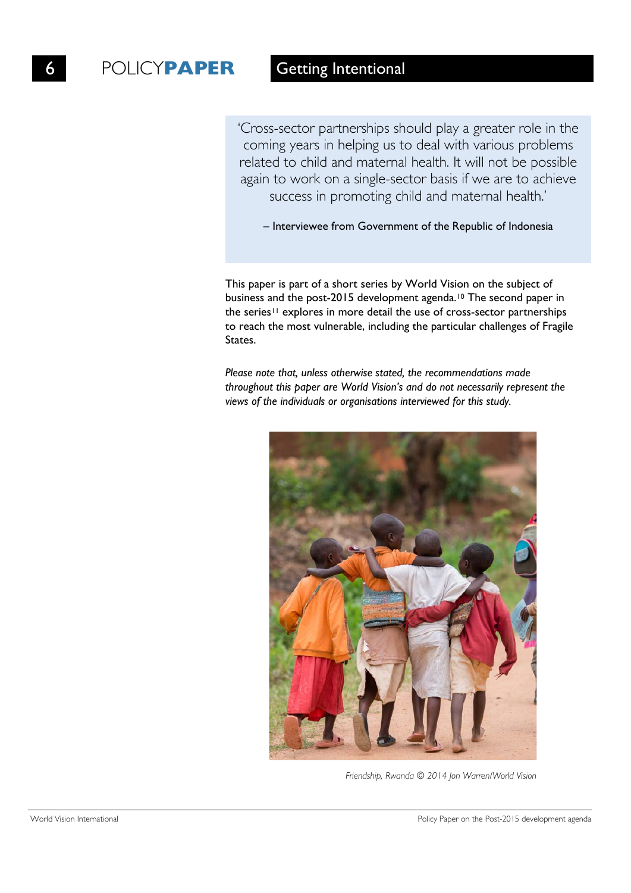> 'Cross-sector partnerships should play a greater role in the coming years in helping us to deal with various problems related to child and maternal health. It will not be possible again to work on a single-sector basis if we are to achieve success in promoting child and maternal health.'
>
> – Interviewee from Government of the Republic of Indonesia

This paper is part of a short series by World Vision on the subject of business and the post-2015 development agenda.[10] The second paper in the series[11] explores in more detail the use of cross-sector partnerships to reach the most vulnerable, including the particular challenges of Fragile States.

*Please note that, unless otherwise stated, the recommendations made throughout this paper are World Vision's and do not necessarily represent the views of the individuals or organisations interviewed for this study.*

*Friendship, Rwanda © 2014 Jon Warren/World Vision*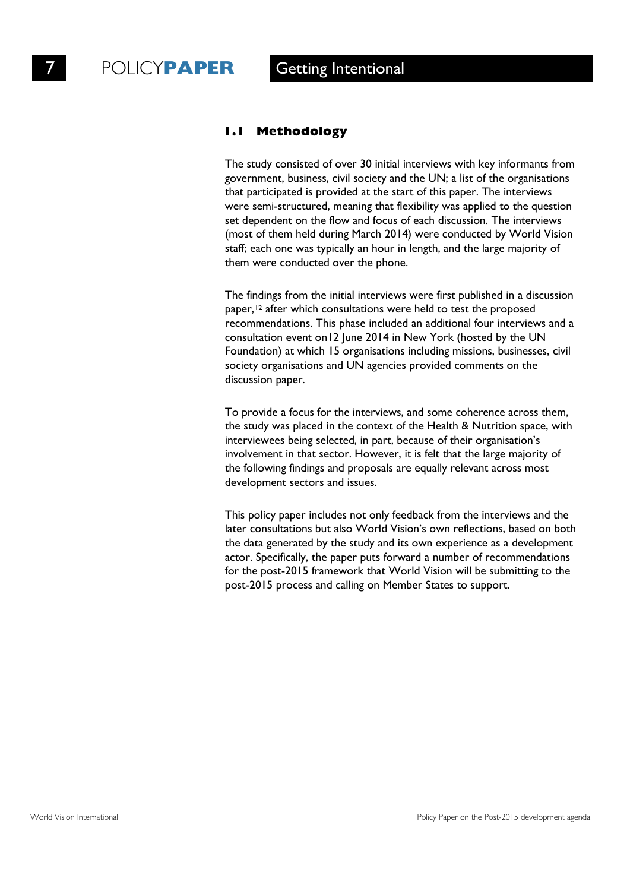### 1.1 Methodology

The study consisted of over 30 initial interviews with key informants from government, business, civil society and the UN; a list of the organisations that participated is provided at the start of this paper. The interviews were semi-structured, meaning that flexibility was applied to the question set dependent on the flow and focus of each discussion. The interviews (most of them held during March 2014) were conducted by World Vision staff; each one was typically an hour in length, and the large majority of them were conducted over the phone.

The findings from the initial interviews were first published in a discussion paper,[12] after which consultations were held to test the proposed recommendations. This phase included an additional four interviews and a consultation event on12 June 2014 in New York (hosted by the UN Foundation) at which 15 organisations including missions, businesses, civil society organisations and UN agencies provided comments on the discussion paper.

To provide a focus for the interviews, and some coherence across them, the study was placed in the context of the Health & Nutrition space, with interviewees being selected, in part, because of their organisation's involvement in that sector. However, it is felt that the large majority of the following findings and proposals are equally relevant across most development sectors and issues.

This policy paper includes not only feedback from the interviews and the later consultations but also World Vision's own reflections, based on both the data generated by the study and its own experience as a development actor. Specifically, the paper puts forward a number of recommendations for the post-2015 framework that World Vision will be submitting to the post-2015 process and calling on Member States to support.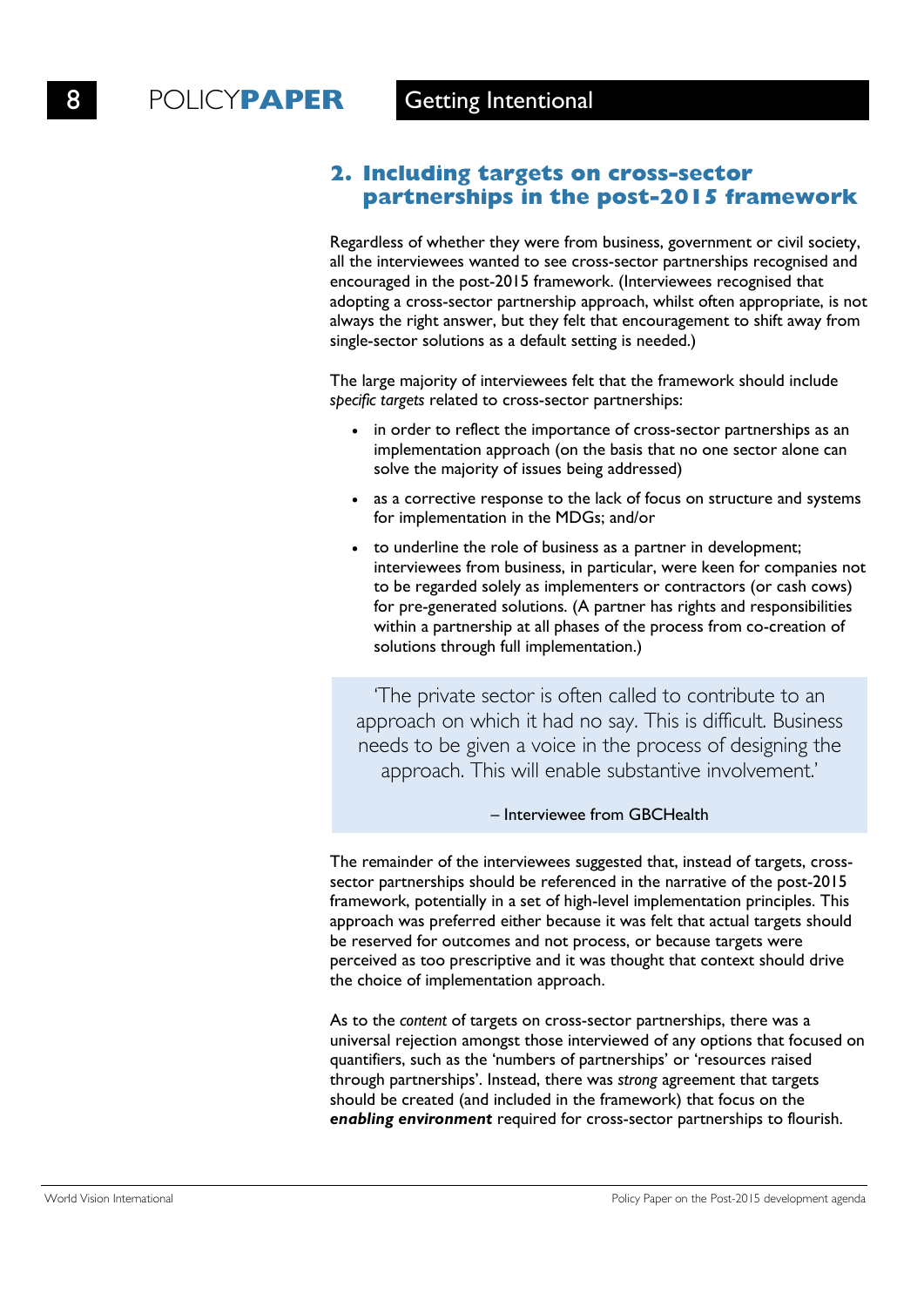## 2. Including targets on cross-sector partnerships in the post-2015 framework

Regardless of whether they were from business, government or civil society, all the interviewees wanted to see cross-sector partnerships recognised and encouraged in the post-2015 framework. (Interviewees recognised that adopting a cross-sector partnership approach, whilst often appropriate, is not always the right answer, but they felt that encouragement to shift away from single-sector solutions as a default setting is needed.)

The large majority of interviewees felt that the framework should include *specific targets* related to cross-sector partnerships:

- in order to reflect the importance of cross-sector partnerships as an implementation approach (on the basis that no one sector alone can solve the majority of issues being addressed)
- as a corrective response to the lack of focus on structure and systems for implementation in the MDGs; and/or
- to underline the role of business as a partner in development; interviewees from business, in particular, were keen for companies not to be regarded solely as implementers or contractors (or cash cows) for pre-generated solutions. (A partner has rights and responsibilities within a partnership at all phases of the process from co-creation of solutions through full implementation.)

> 'The private sector is often called to contribute to an approach on which it had no say. This is difficult. Business needs to be given a voice in the process of designing the approach. This will enable substantive involvement.'
>
> – Interviewee from GBCHealth

The remainder of the interviewees suggested that, instead of targets, cross-sector partnerships should be referenced in the narrative of the post-2015 framework, potentially in a set of high-level implementation principles. This approach was preferred either because it was felt that actual targets should be reserved for outcomes and not process, or because targets were perceived as too prescriptive and it was thought that context should drive the choice of implementation approach.

As to the *content* of targets on cross-sector partnerships, there was a universal rejection amongst those interviewed of any options that focused on quantifiers, such as the 'numbers of partnerships' or 'resources raised through partnerships'. Instead, there was *strong* agreement that targets should be created (and included in the framework) that focus on the ***enabling environment*** required for cross-sector partnerships to flourish.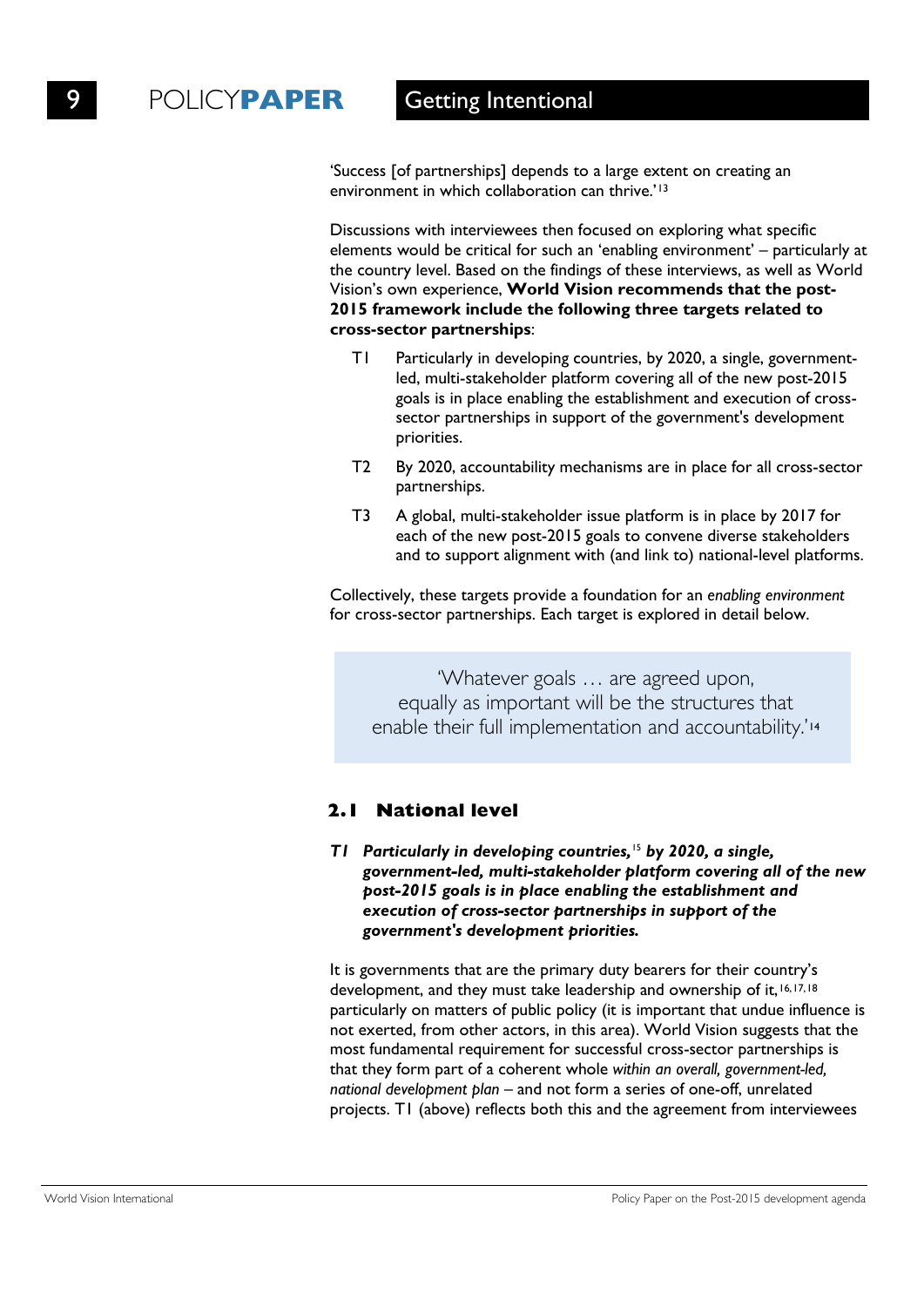'Success [of partnerships] depends to a large extent on creating an environment in which collaboration can thrive.'[13]

Discussions with interviewees then focused on exploring what specific elements would be critical for such an 'enabling environment' – particularly at the country level. Based on the findings of these interviews, as well as World Vision's own experience, **World Vision recommends that the post-2015 framework include the following three targets related to cross-sector partnerships**:

- T1 Particularly in developing countries, by 2020, a single, government-led, multi-stakeholder platform covering all of the new post-2015 goals is in place enabling the establishment and execution of cross-sector partnerships in support of the government's development priorities.
- T2 By 2020, accountability mechanisms are in place for all cross-sector partnerships.
- T3 A global, multi-stakeholder issue platform is in place by 2017 for each of the new post-2015 goals to convene diverse stakeholders and to support alignment with (and link to) national-level platforms.

Collectively, these targets provide a foundation for an *enabling environment* for cross-sector partnerships. Each target is explored in detail below.

> 'Whatever goals … are agreed upon, equally as important will be the structures that enable their full implementation and accountability.'[14]

## 2.1 National level

***T1 Particularly in developing countries,[15] by 2020, a single, government-led, multi-stakeholder platform covering all of the new post-2015 goals is in place enabling the establishment and execution of cross-sector partnerships in support of the government's development priorities.***

It is governments that are the primary duty bearers for their country's development, and they must take leadership and ownership of it,[16,17,18] particularly on matters of public policy (it is important that undue influence is not exerted, from other actors, in this area). World Vision suggests that the most fundamental requirement for successful cross-sector partnerships is that they form part of a coherent whole *within an overall, government-led, national development plan* – and not form a series of one-off, unrelated projects. T1 (above) reflects both this and the agreement from interviewees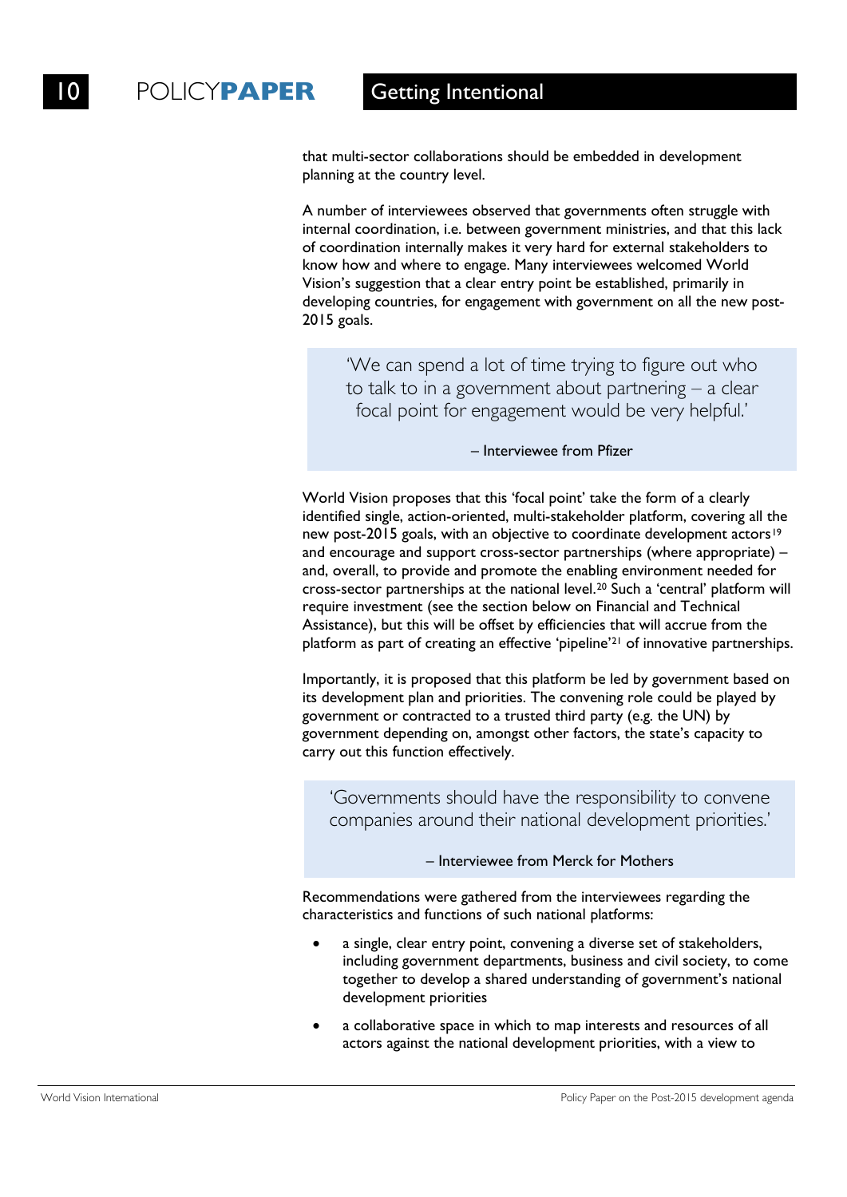that multi-sector collaborations should be embedded in development planning at the country level.

A number of interviewees observed that governments often struggle with internal coordination, i.e. between government ministries, and that this lack of coordination internally makes it very hard for external stakeholders to know how and where to engage. Many interviewees welcomed World Vision's suggestion that a clear entry point be established, primarily in developing countries, for engagement with government on all the new post-2015 goals.

> 'We can spend a lot of time trying to figure out who to talk to in a government about partnering – a clear focal point for engagement would be very helpful.'
>
> – Interviewee from Pfizer

World Vision proposes that this 'focal point' take the form of a clearly identified single, action-oriented, multi-stakeholder platform, covering all the new post-2015 goals, with an objective to coordinate development actors[19] and encourage and support cross-sector partnerships (where appropriate) – and, overall, to provide and promote the enabling environment needed for cross-sector partnerships at the national level.[20] Such a 'central' platform will require investment (see the section below on Financial and Technical Assistance), but this will be offset by efficiencies that will accrue from the platform as part of creating an effective 'pipeline'[21] of innovative partnerships.

Importantly, it is proposed that this platform be led by government based on its development plan and priorities. The convening role could be played by government or contracted to a trusted third party (e.g. the UN) by government depending on, amongst other factors, the state's capacity to carry out this function effectively.

> 'Governments should have the responsibility to convene companies around their national development priorities.'
>
> – Interviewee from Merck for Mothers

Recommendations were gathered from the interviewees regarding the characteristics and functions of such national platforms:

- a single, clear entry point, convening a diverse set of stakeholders, including government departments, business and civil society, to come together to develop a shared understanding of government's national development priorities
- a collaborative space in which to map interests and resources of all actors against the national development priorities, with a view to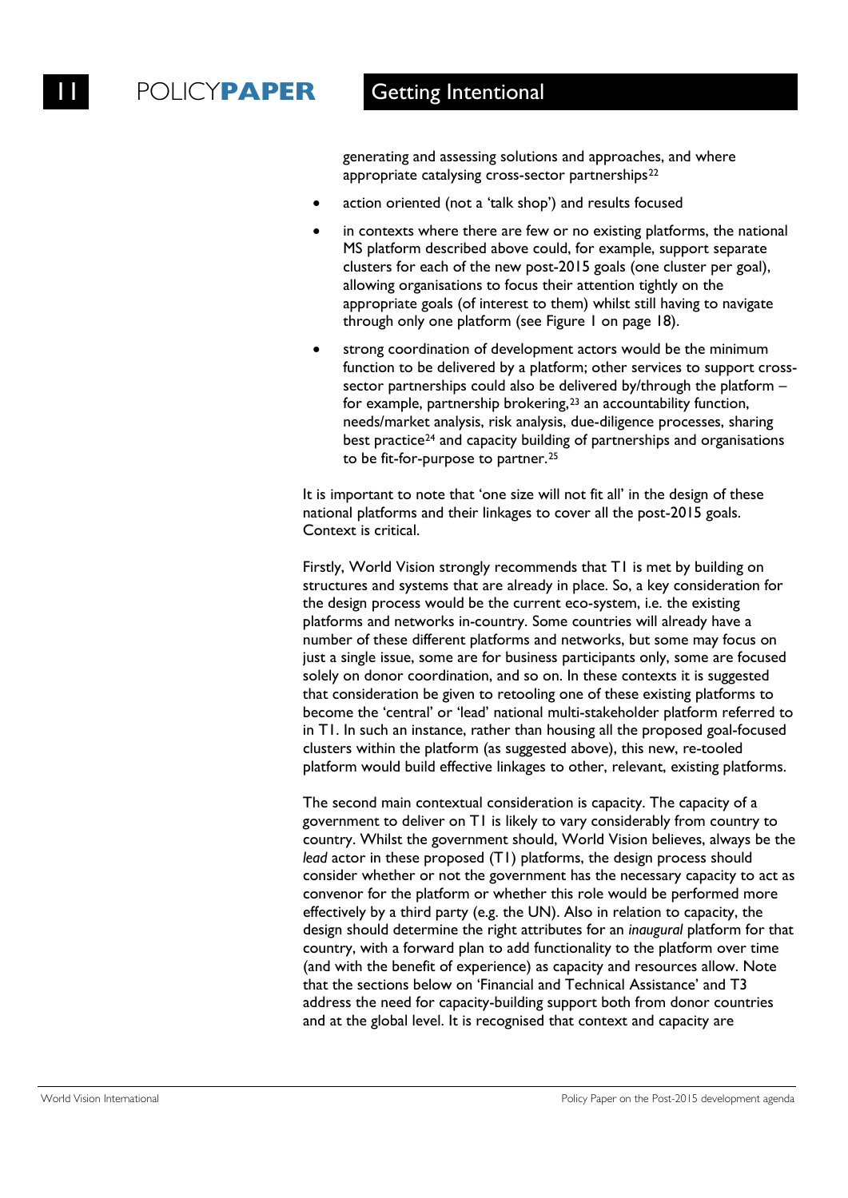generating and assessing solutions and approaches, and where appropriate catalysing cross-sector partnerships[22]

- action oriented (not a 'talk shop') and results focused
- in contexts where there are few or no existing platforms, the national MS platform described above could, for example, support separate clusters for each of the new post-2015 goals (one cluster per goal), allowing organisations to focus their attention tightly on the appropriate goals (of interest to them) whilst still having to navigate through only one platform (see Figure 1 on page 18).
- strong coordination of development actors would be the minimum function to be delivered by a platform; other services to support cross-sector partnerships could also be delivered by/through the platform – for example, partnership brokering,[23] an accountability function, needs/market analysis, risk analysis, due-diligence processes, sharing best practice[24] and capacity building of partnerships and organisations to be fit-for-purpose to partner.[25]

It is important to note that 'one size will not fit all' in the design of these national platforms and their linkages to cover all the post-2015 goals. Context is critical.

Firstly, World Vision strongly recommends that T1 is met by building on structures and systems that are already in place. So, a key consideration for the design process would be the current eco-system, i.e. the existing platforms and networks in-country. Some countries will already have a number of these different platforms and networks, but some may focus on just a single issue, some are for business participants only, some are focused solely on donor coordination, and so on. In these contexts it is suggested that consideration be given to retooling one of these existing platforms to become the 'central' or 'lead' national multi-stakeholder platform referred to in T1. In such an instance, rather than housing all the proposed goal-focused clusters within the platform (as suggested above), this new, re-tooled platform would build effective linkages to other, relevant, existing platforms.

The second main contextual consideration is capacity. The capacity of a government to deliver on T1 is likely to vary considerably from country to country. Whilst the government should, World Vision believes, always be the *lead* actor in these proposed (T1) platforms, the design process should consider whether or not the government has the necessary capacity to act as convenor for the platform or whether this role would be performed more effectively by a third party (e.g. the UN). Also in relation to capacity, the design should determine the right attributes for an *inaugural* platform for that country, with a forward plan to add functionality to the platform over time (and with the benefit of experience) as capacity and resources allow. Note that the sections below on 'Financial and Technical Assistance' and T3 address the need for capacity-building support both from donor countries and at the global level. It is recognised that context and capacity are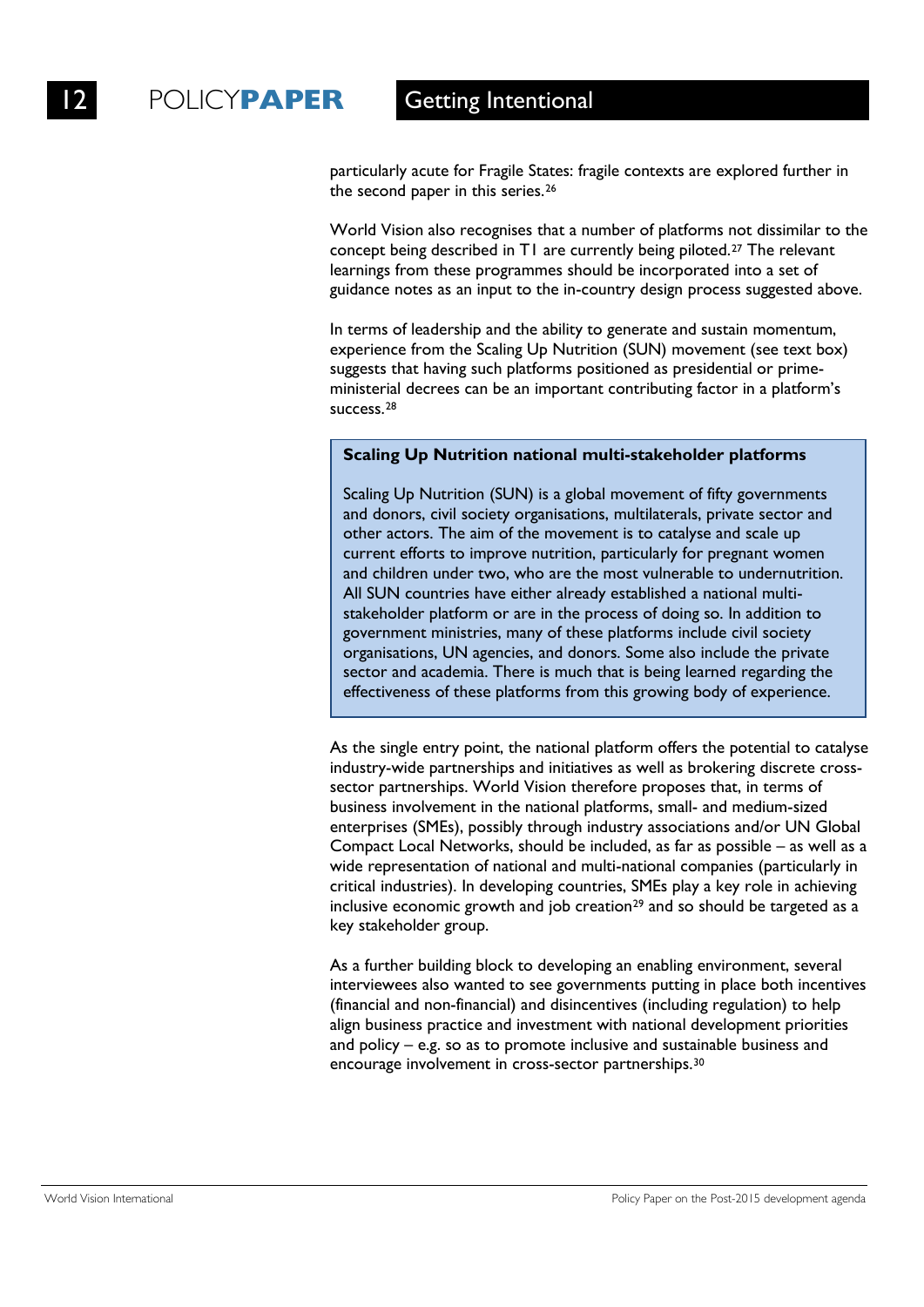particularly acute for Fragile States: fragile contexts are explored further in the second paper in this series.[26]

World Vision also recognises that a number of platforms not dissimilar to the concept being described in T1 are currently being piloted.[27] The relevant learnings from these programmes should be incorporated into a set of guidance notes as an input to the in-country design process suggested above.

In terms of leadership and the ability to generate and sustain momentum, experience from the Scaling Up Nutrition (SUN) movement (see text box) suggests that having such platforms positioned as presidential or prime-ministerial decrees can be an important contributing factor in a platform's success.[28]

**Scaling Up Nutrition national multi-stakeholder platforms**

Scaling Up Nutrition (SUN) is a global movement of fifty governments and donors, civil society organisations, multilaterals, private sector and other actors. The aim of the movement is to catalyse and scale up current efforts to improve nutrition, particularly for pregnant women and children under two, who are the most vulnerable to undernutrition. All SUN countries have either already established a national multi-stakeholder platform or are in the process of doing so. In addition to government ministries, many of these platforms include civil society organisations, UN agencies, and donors. Some also include the private sector and academia. There is much that is being learned regarding the effectiveness of these platforms from this growing body of experience.

As the single entry point, the national platform offers the potential to catalyse industry-wide partnerships and initiatives as well as brokering discrete cross-sector partnerships. World Vision therefore proposes that, in terms of business involvement in the national platforms, small- and medium-sized enterprises (SMEs), possibly through industry associations and/or UN Global Compact Local Networks, should be included, as far as possible – as well as a wide representation of national and multi-national companies (particularly in critical industries). In developing countries, SMEs play a key role in achieving inclusive economic growth and job creation[29] and so should be targeted as a key stakeholder group.

As a further building block to developing an enabling environment, several interviewees also wanted to see governments putting in place both incentives (financial and non-financial) and disincentives (including regulation) to help align business practice and investment with national development priorities and policy – e.g. so as to promote inclusive and sustainable business and encourage involvement in cross-sector partnerships.[30]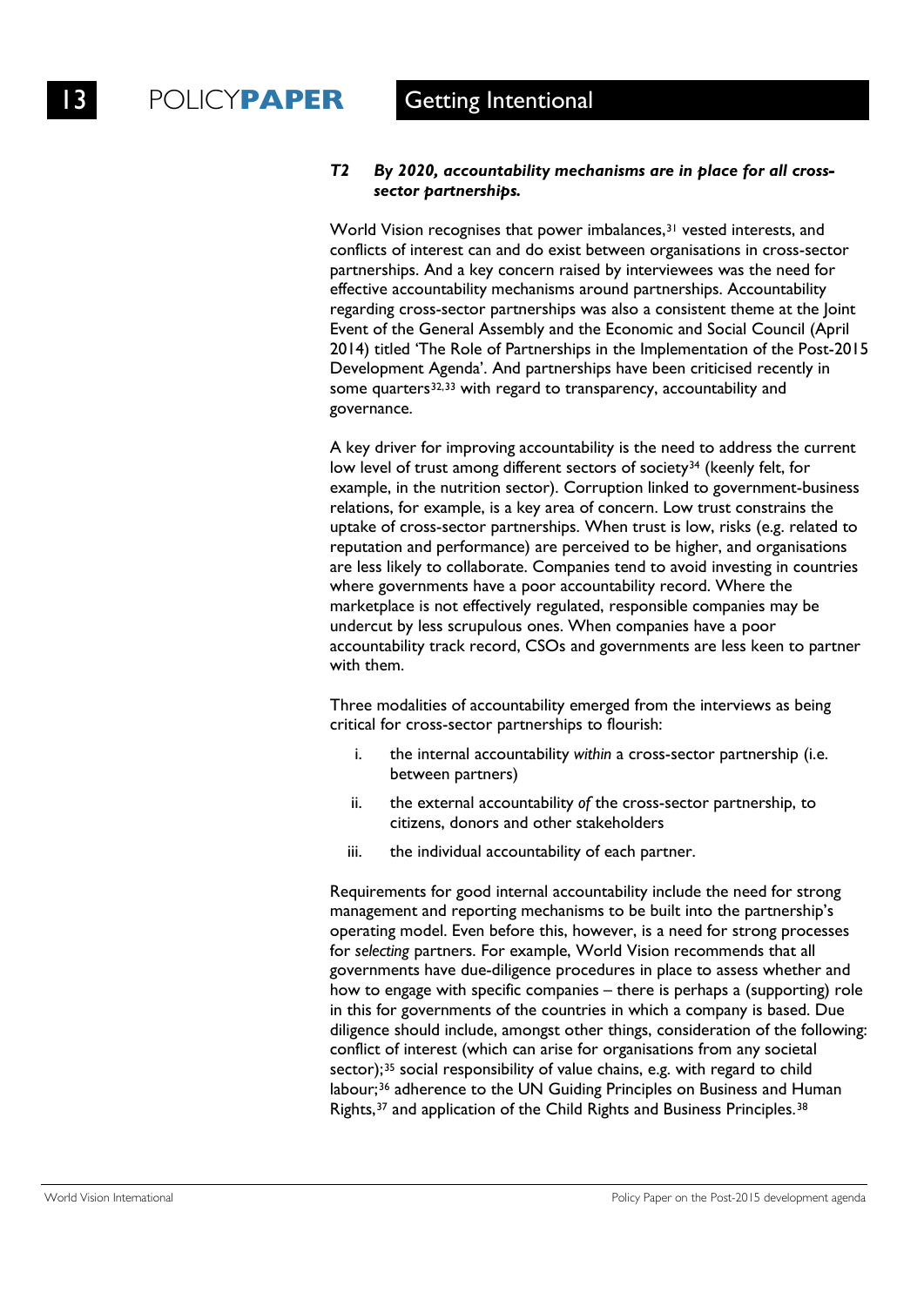***T2 By 2020, accountability mechanisms are in place for all cross-sector partnerships.***

World Vision recognises that power imbalances,[31] vested interests, and conflicts of interest can and do exist between organisations in cross-sector partnerships. And a key concern raised by interviewees was the need for effective accountability mechanisms around partnerships. Accountability regarding cross-sector partnerships was also a consistent theme at the Joint Event of the General Assembly and the Economic and Social Council (April 2014) titled 'The Role of Partnerships in the Implementation of the Post-2015 Development Agenda'. And partnerships have been criticised recently in some quarters[32,33] with regard to transparency, accountability and governance.

A key driver for improving accountability is the need to address the current low level of trust among different sectors of society[34] (keenly felt, for example, in the nutrition sector). Corruption linked to government-business relations, for example, is a key area of concern. Low trust constrains the uptake of cross-sector partnerships. When trust is low, risks (e.g. related to reputation and performance) are perceived to be higher, and organisations are less likely to collaborate. Companies tend to avoid investing in countries where governments have a poor accountability record. Where the marketplace is not effectively regulated, responsible companies may be undercut by less scrupulous ones. When companies have a poor accountability track record, CSOs and governments are less keen to partner with them.

Three modalities of accountability emerged from the interviews as being critical for cross-sector partnerships to flourish:

i. the internal accountability *within* a cross-sector partnership (i.e. between partners)

ii. the external accountability *of* the cross-sector partnership, to citizens, donors and other stakeholders

iii. the individual accountability of each partner.

Requirements for good internal accountability include the need for strong management and reporting mechanisms to be built into the partnership's operating model. Even before this, however, is a need for strong processes for *selecting* partners. For example, World Vision recommends that all governments have due-diligence procedures in place to assess whether and how to engage with specific companies – there is perhaps a (supporting) role in this for governments of the countries in which a company is based. Due diligence should include, amongst other things, consideration of the following: conflict of interest (which can arise for organisations from any societal sector);[35] social responsibility of value chains, e.g. with regard to child labour;[36] adherence to the UN Guiding Principles on Business and Human Rights,[37] and application of the Child Rights and Business Principles.[38]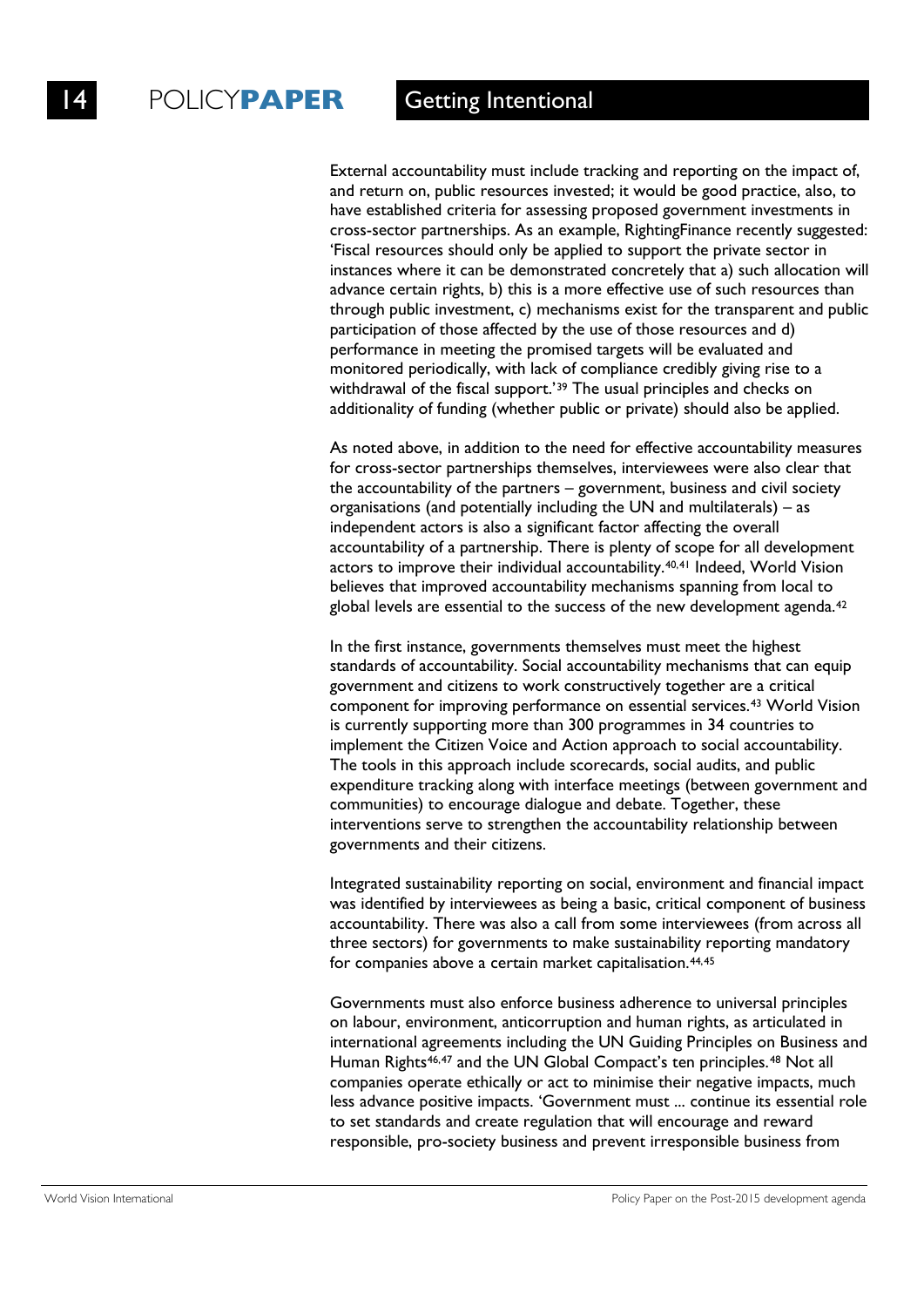External accountability must include tracking and reporting on the impact of, and return on, public resources invested; it would be good practice, also, to have established criteria for assessing proposed government investments in cross-sector partnerships. As an example, RightingFinance recently suggested: 'Fiscal resources should only be applied to support the private sector in instances where it can be demonstrated concretely that a) such allocation will advance certain rights, b) this is a more effective use of such resources than through public investment, c) mechanisms exist for the transparent and public participation of those affected by the use of those resources and d) performance in meeting the promised targets will be evaluated and monitored periodically, with lack of compliance credibly giving rise to a withdrawal of the fiscal support.'[39] The usual principles and checks on additionality of funding (whether public or private) should also be applied.

As noted above, in addition to the need for effective accountability measures for cross-sector partnerships themselves, interviewees were also clear that the accountability of the partners – government, business and civil society organisations (and potentially including the UN and multilaterals) – as independent actors is also a significant factor affecting the overall accountability of a partnership. There is plenty of scope for all development actors to improve their individual accountability.[40,41] Indeed, World Vision believes that improved accountability mechanisms spanning from local to global levels are essential to the success of the new development agenda.[42]

In the first instance, governments themselves must meet the highest standards of accountability. Social accountability mechanisms that can equip government and citizens to work constructively together are a critical component for improving performance on essential services.[43] World Vision is currently supporting more than 300 programmes in 34 countries to implement the Citizen Voice and Action approach to social accountability. The tools in this approach include scorecards, social audits, and public expenditure tracking along with interface meetings (between government and communities) to encourage dialogue and debate. Together, these interventions serve to strengthen the accountability relationship between governments and their citizens.

Integrated sustainability reporting on social, environment and financial impact was identified by interviewees as being a basic, critical component of business accountability. There was also a call from some interviewees (from across all three sectors) for governments to make sustainability reporting mandatory for companies above a certain market capitalisation.[44,45]

Governments must also enforce business adherence to universal principles on labour, environment, anticorruption and human rights, as articulated in international agreements including the UN Guiding Principles on Business and Human Rights[46,47] and the UN Global Compact's ten principles.[48] Not all companies operate ethically or act to minimise their negative impacts, much less advance positive impacts. 'Government must ... continue its essential role to set standards and create regulation that will encourage and reward responsible, pro-society business and prevent irresponsible business from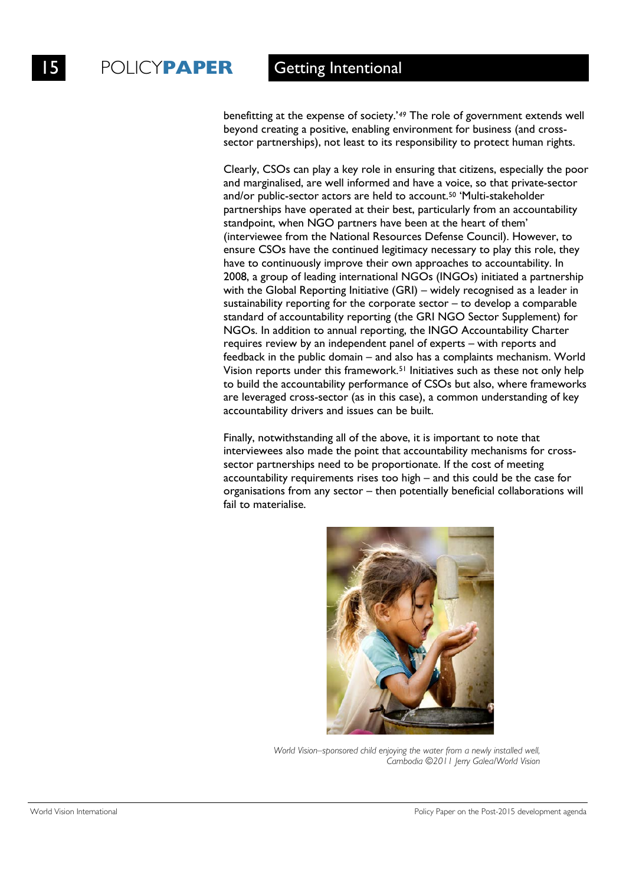benefitting at the expense of society.'[49] The role of government extends well beyond creating a positive, enabling environment for business (and cross-sector partnerships), not least to its responsibility to protect human rights.

Clearly, CSOs can play a key role in ensuring that citizens, especially the poor and marginalised, are well informed and have a voice, so that private-sector and/or public-sector actors are held to account.[50] 'Multi-stakeholder partnerships have operated at their best, particularly from an accountability standpoint, when NGO partners have been at the heart of them' (interviewee from the National Resources Defense Council). However, to ensure CSOs have the continued legitimacy necessary to play this role, they have to continuously improve their own approaches to accountability. In 2008, a group of leading international NGOs (INGOs) initiated a partnership with the Global Reporting Initiative (GRI) – widely recognised as a leader in sustainability reporting for the corporate sector – to develop a comparable standard of accountability reporting (the GRI NGO Sector Supplement) for NGOs. In addition to annual reporting, the INGO Accountability Charter requires review by an independent panel of experts – with reports and feedback in the public domain – and also has a complaints mechanism. World Vision reports under this framework.[51] Initiatives such as these not only help to build the accountability performance of CSOs but also, where frameworks are leveraged cross-sector (as in this case), a common understanding of key accountability drivers and issues can be built.

Finally, notwithstanding all of the above, it is important to note that interviewees also made the point that accountability mechanisms for cross-sector partnerships need to be proportionate. If the cost of meeting accountability requirements rises too high – and this could be the case for organisations from any sector – then potentially beneficial collaborations will fail to materialise.

*World Vision–sponsored child enjoying the water from a newly installed well, Cambodia ©2011 Jerry Galea/World Vision*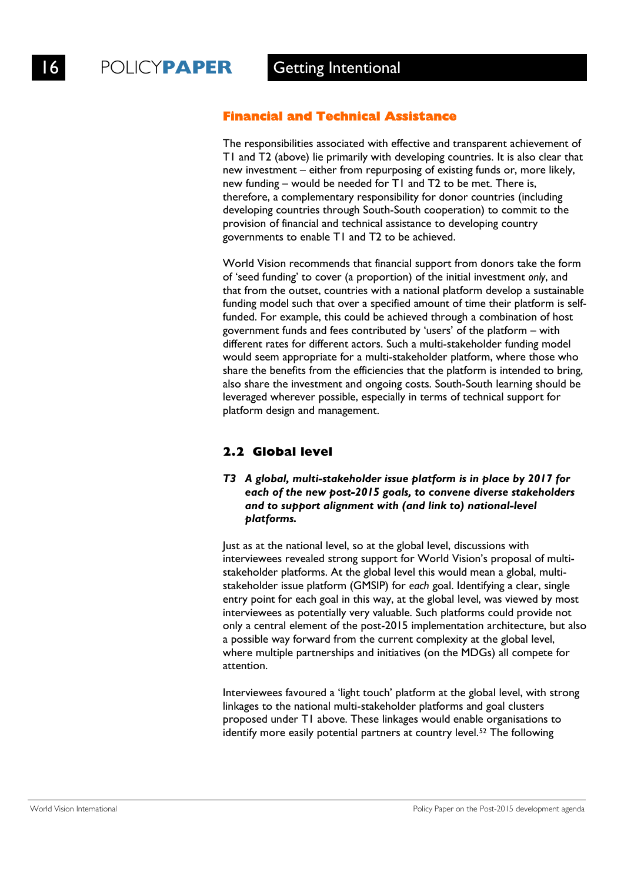### Financial and Technical Assistance

The responsibilities associated with effective and transparent achievement of T1 and T2 (above) lie primarily with developing countries. It is also clear that new investment – either from repurposing of existing funds or, more likely, new funding – would be needed for T1 and T2 to be met. There is, therefore, a complementary responsibility for donor countries (including developing countries through South-South cooperation) to commit to the provision of financial and technical assistance to developing country governments to enable T1 and T2 to be achieved.

World Vision recommends that financial support from donors take the form of 'seed funding' to cover (a proportion) of the initial investment *only*, and that from the outset, countries with a national platform develop a sustainable funding model such that over a specified amount of time their platform is self-funded. For example, this could be achieved through a combination of host government funds and fees contributed by 'users' of the platform – with different rates for different actors. Such a multi-stakeholder funding model would seem appropriate for a multi-stakeholder platform, where those who share the benefits from the efficiencies that the platform is intended to bring, also share the investment and ongoing costs. South-South learning should be leveraged wherever possible, especially in terms of technical support for platform design and management.

## 2.2 Global level

***T3 A global, multi-stakeholder issue platform is in place by 2017 for each of the new post-2015 goals, to convene diverse stakeholders and to support alignment with (and link to) national-level platforms.***

Just as at the national level, so at the global level, discussions with interviewees revealed strong support for World Vision's proposal of multi-stakeholder platforms. At the global level this would mean a global, multi-stakeholder issue platform (GMSIP) for *each* goal. Identifying a clear, single entry point for each goal in this way, at the global level, was viewed by most interviewees as potentially very valuable. Such platforms could provide not only a central element of the post-2015 implementation architecture, but also a possible way forward from the current complexity at the global level, where multiple partnerships and initiatives (on the MDGs) all compete for attention.

Interviewees favoured a 'light touch' platform at the global level, with strong linkages to the national multi-stakeholder platforms and goal clusters proposed under T1 above. These linkages would enable organisations to identify more easily potential partners at country level.[52] The following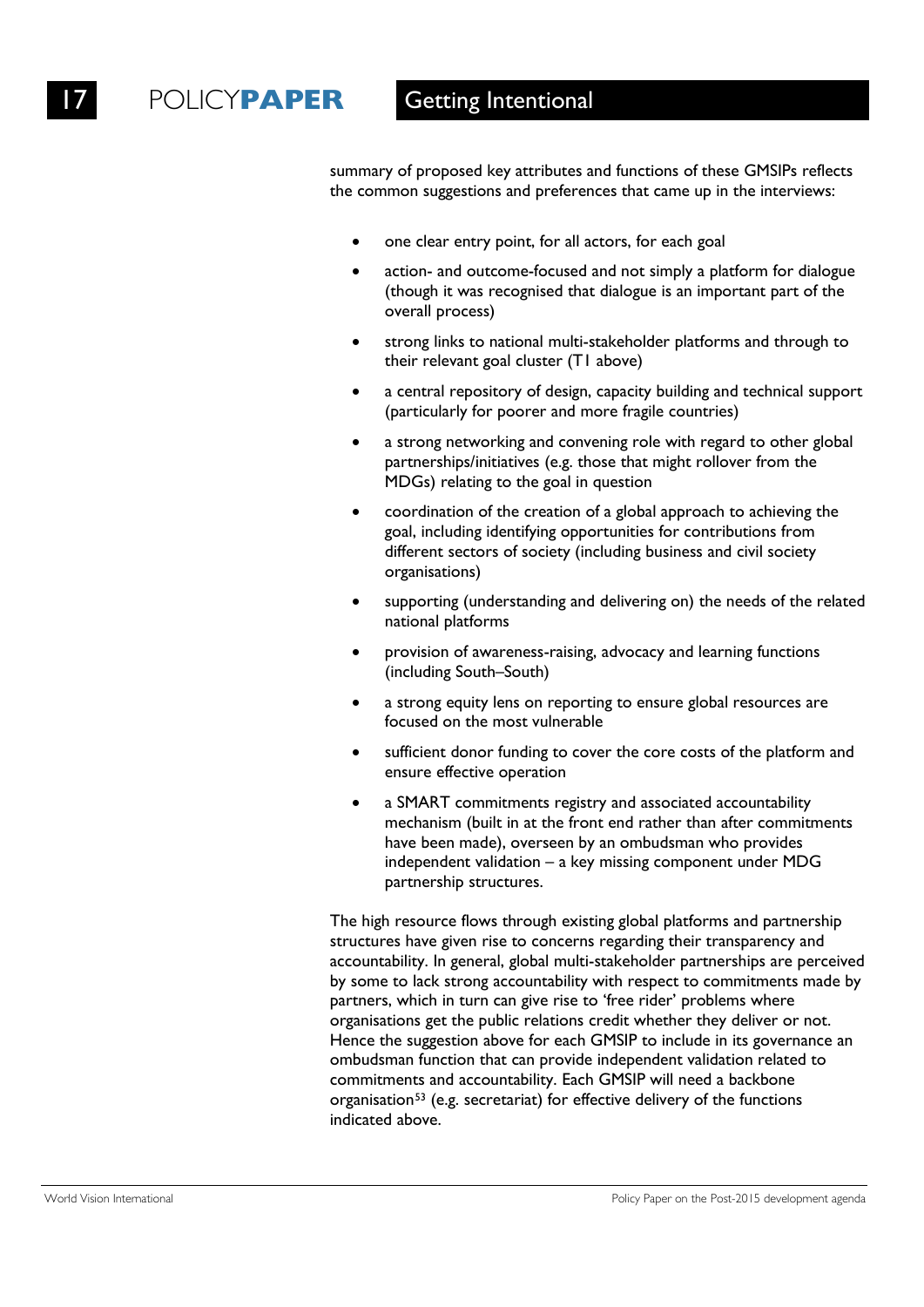summary of proposed key attributes and functions of these GMSIPs reflects the common suggestions and preferences that came up in the interviews:

- one clear entry point, for all actors, for each goal
- action- and outcome-focused and not simply a platform for dialogue (though it was recognised that dialogue is an important part of the overall process)
- strong links to national multi-stakeholder platforms and through to their relevant goal cluster (T1 above)
- a central repository of design, capacity building and technical support (particularly for poorer and more fragile countries)
- a strong networking and convening role with regard to other global partnerships/initiatives (e.g. those that might rollover from the MDGs) relating to the goal in question
- coordination of the creation of a global approach to achieving the goal, including identifying opportunities for contributions from different sectors of society (including business and civil society organisations)
- supporting (understanding and delivering on) the needs of the related national platforms
- provision of awareness-raising, advocacy and learning functions (including South–South)
- a strong equity lens on reporting to ensure global resources are focused on the most vulnerable
- sufficient donor funding to cover the core costs of the platform and ensure effective operation
- a SMART commitments registry and associated accountability mechanism (built in at the front end rather than after commitments have been made), overseen by an ombudsman who provides independent validation – a key missing component under MDG partnership structures.

The high resource flows through existing global platforms and partnership structures have given rise to concerns regarding their transparency and accountability. In general, global multi-stakeholder partnerships are perceived by some to lack strong accountability with respect to commitments made by partners, which in turn can give rise to 'free rider' problems where organisations get the public relations credit whether they deliver or not. Hence the suggestion above for each GMSIP to include in its governance an ombudsman function that can provide independent validation related to commitments and accountability. Each GMSIP will need a backbone organisation[53] (e.g. secretariat) for effective delivery of the functions indicated above.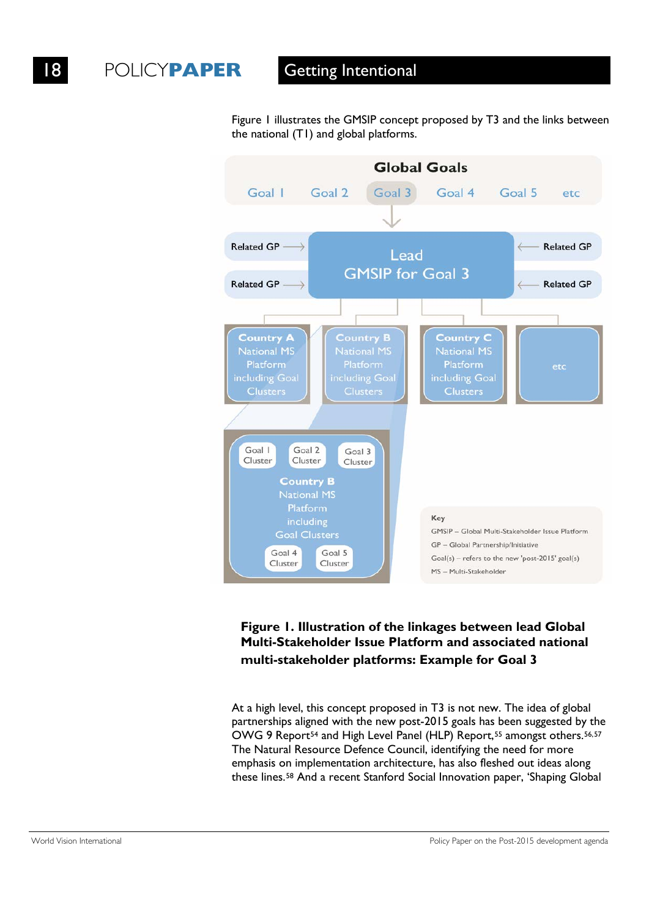Figure 1 illustrates the GMSIP concept proposed by T3 and the links between the national (T1) and global platforms.

**Global Goals**

Goal 1 Goal 2 Goal 3 Goal 4 Goal 5 etc

Related GP → Lead GMSIP for Goal 3 ← Related GP

Related GP → ← Related GP

Country A National MS Platform including Goal Clusters

Country B National MS Platform including Goal Clusters

Country C National MS Platform including Goal Clusters

etc

Goal 1 Cluster Goal 2 Cluster Goal 3 Cluster

Country B National MS Platform including Goal Clusters

Goal 4 Cluster Goal 5 Cluster

Key

GMSIP – Global Multi-Stakeholder Issue Platform

GP – Global Partnership/Initiative

Goal(s) – refers to the new 'post-2015' goal(s)

MS – Multi-Stakeholder

**Figure 1. Illustration of the linkages between lead Global Multi-Stakeholder Issue Platform and associated national multi-stakeholder platforms: Example for Goal 3**

At a high level, this concept proposed in T3 is not new. The idea of global partnerships aligned with the new post-2015 goals has been suggested by the OWG 9 Report[54] and High Level Panel (HLP) Report,[55] amongst others.[56,57] The Natural Resource Defence Council, identifying the need for more emphasis on implementation architecture, has also fleshed out ideas along these lines.[58] And a recent Stanford Social Innovation paper, 'Shaping Global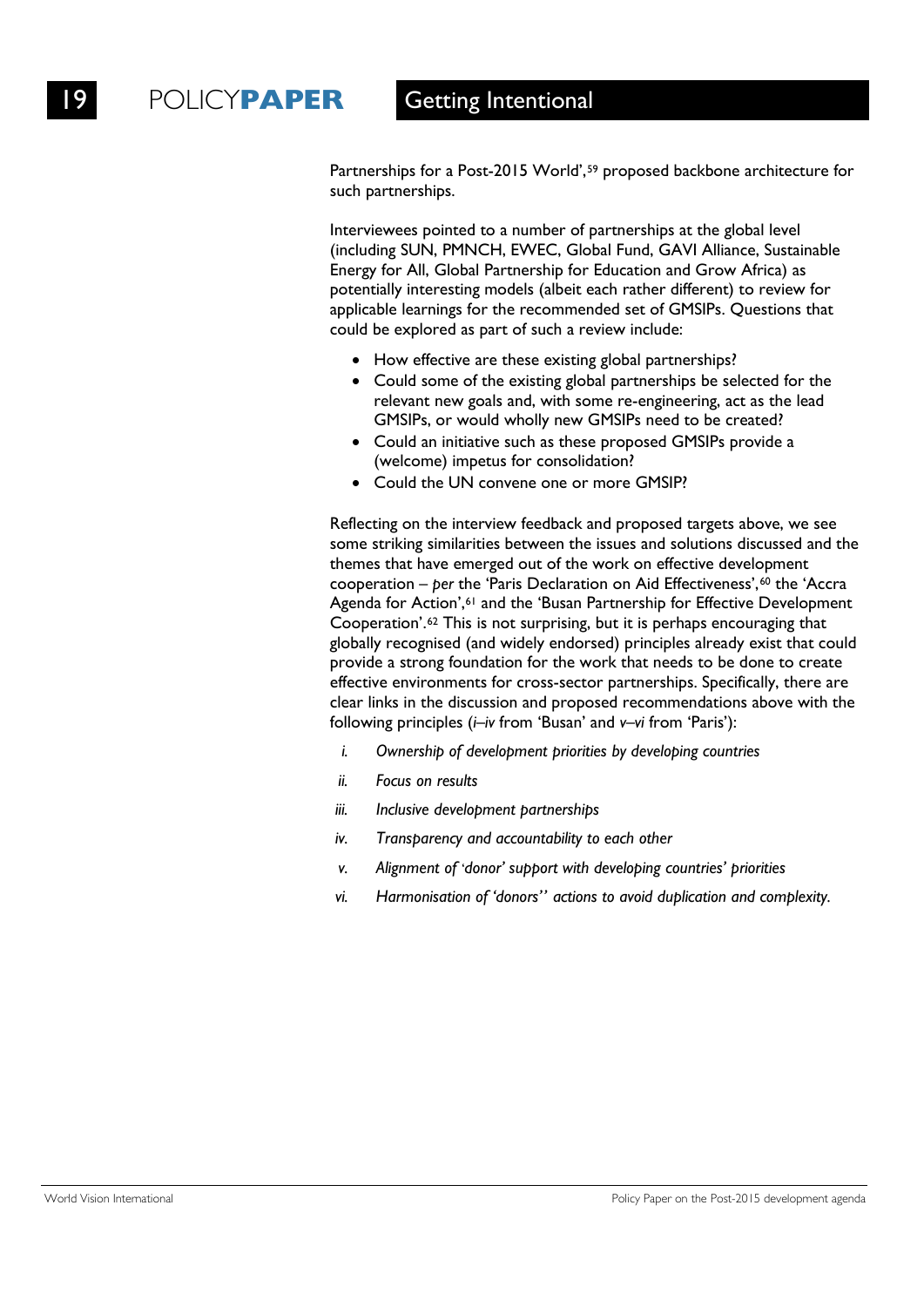Partnerships for a Post-2015 World',[59] proposed backbone architecture for such partnerships.

Interviewees pointed to a number of partnerships at the global level (including SUN, PMNCH, EWEC, Global Fund, GAVI Alliance, Sustainable Energy for All, Global Partnership for Education and Grow Africa) as potentially interesting models (albeit each rather different) to review for applicable learnings for the recommended set of GMSIPs. Questions that could be explored as part of such a review include:

- How effective are these existing global partnerships?
- Could some of the existing global partnerships be selected for the relevant new goals and, with some re-engineering, act as the lead GMSIPs, or would wholly new GMSIPs need to be created?
- Could an initiative such as these proposed GMSIPs provide a (welcome) impetus for consolidation?
- Could the UN convene one or more GMSIP?

Reflecting on the interview feedback and proposed targets above, we see some striking similarities between the issues and solutions discussed and the themes that have emerged out of the work on effective development cooperation – *per* the 'Paris Declaration on Aid Effectiveness',[60] the 'Accra Agenda for Action',[61] and the 'Busan Partnership for Effective Development Cooperation'.[62] This is not surprising, but it is perhaps encouraging that globally recognised (and widely endorsed) principles already exist that could provide a strong foundation for the work that needs to be done to create effective environments for cross-sector partnerships. Specifically, there are clear links in the discussion and proposed recommendations above with the following principles (*i–iv* from 'Busan' and *v–vi* from 'Paris'):

i. *Ownership of development priorities by developing countries*

ii. *Focus on results*

iii. *Inclusive development partnerships*

iv. *Transparency and accountability to each other*

v. *Alignment of 'donor' support with developing countries' priorities*

vi. *Harmonisation of 'donors'' actions to avoid duplication and complexity.*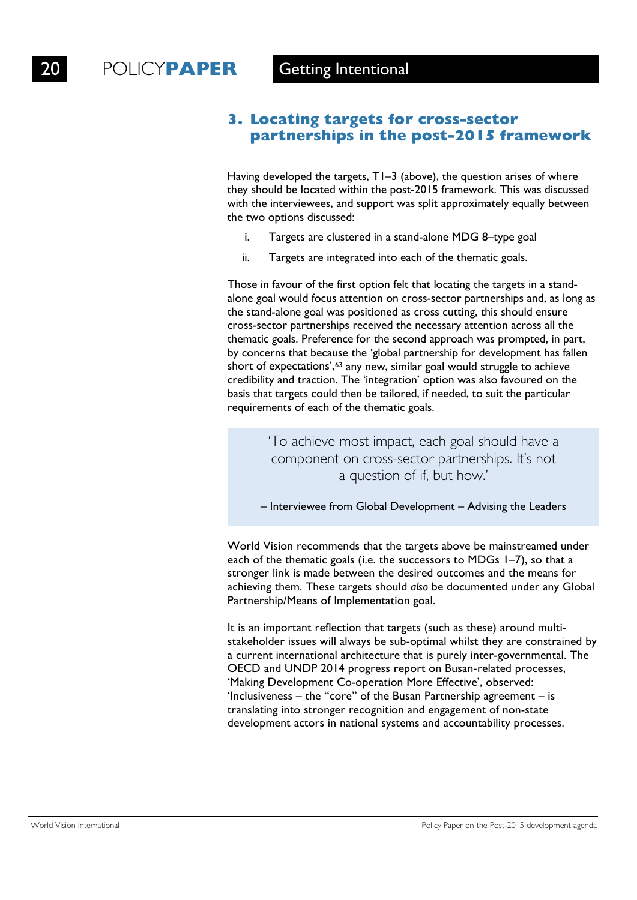## 3. Locating targets for cross-sector partnerships in the post-2015 framework

Having developed the targets, T1–3 (above), the question arises of where they should be located within the post-2015 framework. This was discussed with the interviewees, and support was split approximately equally between the two options discussed:

i. Targets are clustered in a stand-alone MDG 8–type goal

ii. Targets are integrated into each of the thematic goals.

Those in favour of the first option felt that locating the targets in a stand-alone goal would focus attention on cross-sector partnerships and, as long as the stand-alone goal was positioned as cross cutting, this should ensure cross-sector partnerships received the necessary attention across all the thematic goals. Preference for the second approach was prompted, in part, by concerns that because the 'global partnership for development has fallen short of expectations',[63] any new, similar goal would struggle to achieve credibility and traction. The 'integration' option was also favoured on the basis that targets could then be tailored, if needed, to suit the particular requirements of each of the thematic goals.

> 'To achieve most impact, each goal should have a component on cross-sector partnerships. It's not a question of if, but how.'
>
> – Interviewee from Global Development – Advising the Leaders

World Vision recommends that the targets above be mainstreamed under each of the thematic goals (i.e. the successors to MDGs 1–7), so that a stronger link is made between the desired outcomes and the means for achieving them. These targets should *also* be documented under any Global Partnership/Means of Implementation goal.

It is an important reflection that targets (such as these) around multi-stakeholder issues will always be sub-optimal whilst they are constrained by a current international architecture that is purely inter-governmental. The OECD and UNDP 2014 progress report on Busan-related processes, 'Making Development Co-operation More Effective', observed: 'Inclusiveness – the "core" of the Busan Partnership agreement – is translating into stronger recognition and engagement of non-state development actors in national systems and accountability processes.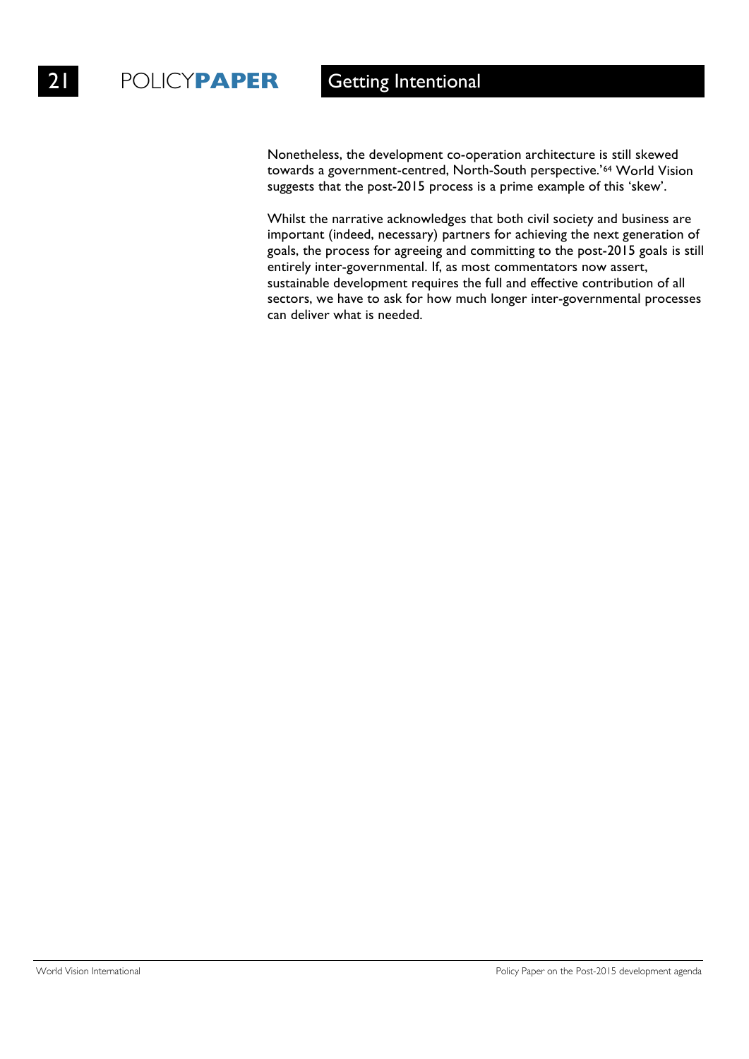Nonetheless, the development co-operation architecture is still skewed towards a government-centred, North-South perspective.'[64] World Vision suggests that the post-2015 process is a prime example of this 'skew'.

Whilst the narrative acknowledges that both civil society and business are important (indeed, necessary) partners for achieving the next generation of goals, the process for agreeing and committing to the post-2015 goals is still entirely inter-governmental. If, as most commentators now assert, sustainable development requires the full and effective contribution of all sectors, we have to ask for how much longer inter-governmental processes can deliver what is needed.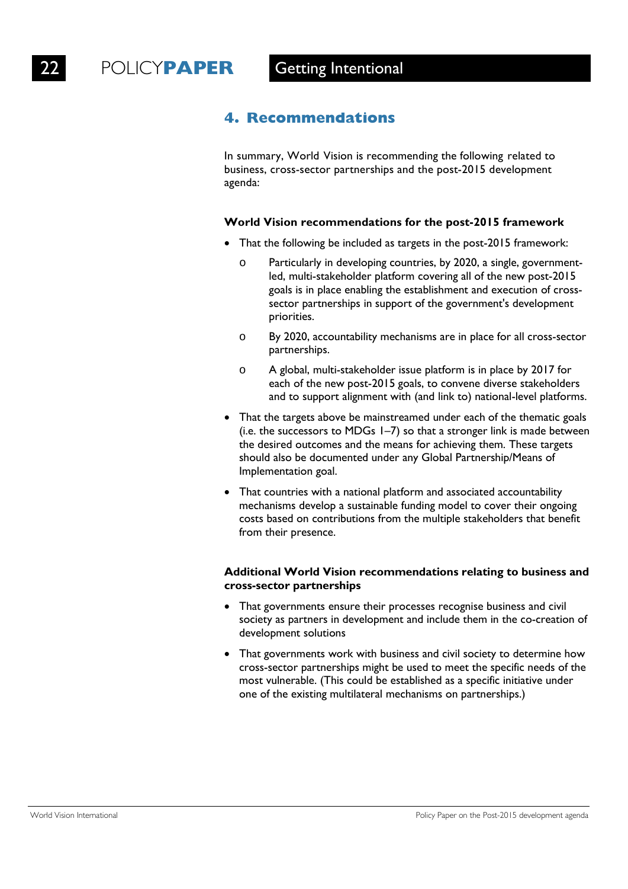## 4. Recommendations

In summary, World Vision is recommending the following related to business, cross-sector partnerships and the post-2015 development agenda:

**World Vision recommendations for the post-2015 framework**

- That the following be included as targets in the post-2015 framework:
  - Particularly in developing countries, by 2020, a single, government-led, multi-stakeholder platform covering all of the new post-2015 goals is in place enabling the establishment and execution of cross-sector partnerships in support of the government's development priorities.
  - By 2020, accountability mechanisms are in place for all cross-sector partnerships.
  - A global, multi-stakeholder issue platform is in place by 2017 for each of the new post-2015 goals, to convene diverse stakeholders and to support alignment with (and link to) national-level platforms.
- That the targets above be mainstreamed under each of the thematic goals (i.e. the successors to MDGs 1–7) so that a stronger link is made between the desired outcomes and the means for achieving them. These targets should also be documented under any Global Partnership/Means of Implementation goal.
- That countries with a national platform and associated accountability mechanisms develop a sustainable funding model to cover their ongoing costs based on contributions from the multiple stakeholders that benefit from their presence.

**Additional World Vision recommendations relating to business and cross-sector partnerships**

- That governments ensure their processes recognise business and civil society as partners in development and include them in the co-creation of development solutions
- That governments work with business and civil society to determine how cross-sector partnerships might be used to meet the specific needs of the most vulnerable. (This could be established as a specific initiative under one of the existing multilateral mechanisms on partnerships.)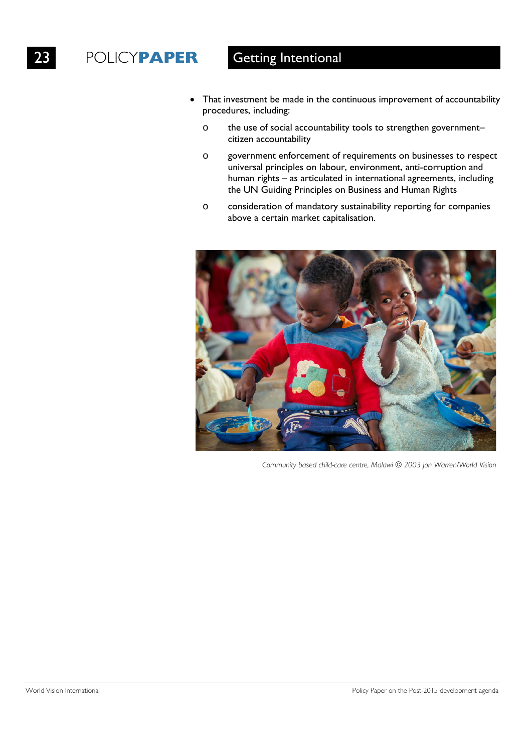- That investment be made in the continuous improvement of accountability procedures, including:
  - the use of social accountability tools to strengthen government–citizen accountability
  - government enforcement of requirements on businesses to respect universal principles on labour, environment, anti-corruption and human rights – as articulated in international agreements, including the UN Guiding Principles on Business and Human Rights
  - consideration of mandatory sustainability reporting for companies above a certain market capitalisation.

*Community based child-care centre, Malawi © 2003 Jon Warren/World Vision*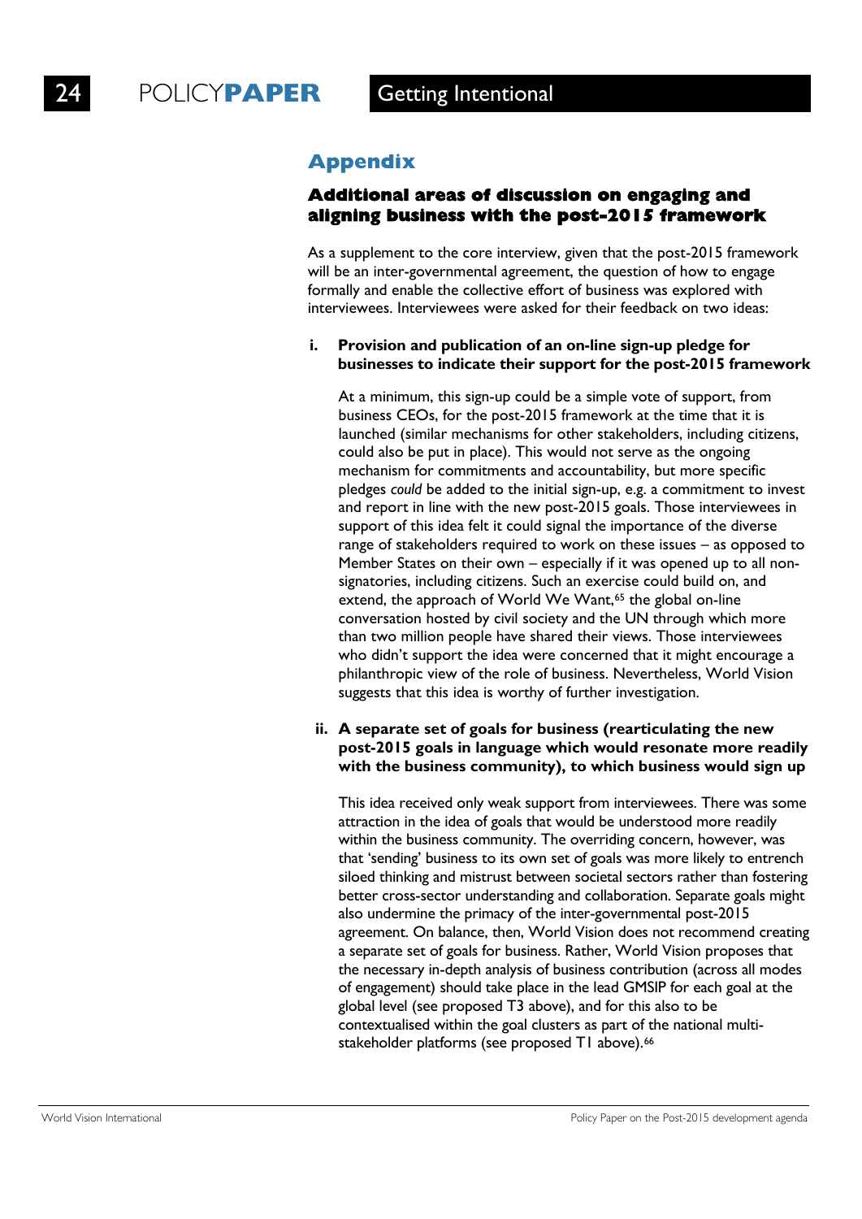## Appendix

### Additional areas of discussion on engaging and aligning business with the post-2015 framework

As a supplement to the core interview, given that the post-2015 framework will be an inter-governmental agreement, the question of how to engage formally and enable the collective effort of business was explored with interviewees. Interviewees were asked for their feedback on two ideas:

**i. Provision and publication of an on-line sign-up pledge for businesses to indicate their support for the post-2015 framework**

At a minimum, this sign-up could be a simple vote of support, from business CEOs, for the post-2015 framework at the time that it is launched (similar mechanisms for other stakeholders, including citizens, could also be put in place). This would not serve as the ongoing mechanism for commitments and accountability, but more specific pledges *could* be added to the initial sign-up, e.g. a commitment to invest and report in line with the new post-2015 goals. Those interviewees in support of this idea felt it could signal the importance of the diverse range of stakeholders required to work on these issues – as opposed to Member States on their own – especially if it was opened up to all non-signatories, including citizens. Such an exercise could build on, and extend, the approach of World We Want,[65] the global on-line conversation hosted by civil society and the UN through which more than two million people have shared their views. Those interviewees who didn't support the idea were concerned that it might encourage a philanthropic view of the role of business. Nevertheless, World Vision suggests that this idea is worthy of further investigation.

**ii. A separate set of goals for business (rearticulating the new post-2015 goals in language which would resonate more readily with the business community), to which business would sign up**

This idea received only weak support from interviewees. There was some attraction in the idea of goals that would be understood more readily within the business community. The overriding concern, however, was that 'sending' business to its own set of goals was more likely to entrench siloed thinking and mistrust between societal sectors rather than fostering better cross-sector understanding and collaboration. Separate goals might also undermine the primacy of the inter-governmental post-2015 agreement. On balance, then, World Vision does not recommend creating a separate set of goals for business. Rather, World Vision proposes that the necessary in-depth analysis of business contribution (across all modes of engagement) should take place in the lead GMSIP for each goal at the global level (see proposed T3 above), and for this also to be contextualised within the goal clusters as part of the national multi-stakeholder platforms (see proposed T1 above).[66]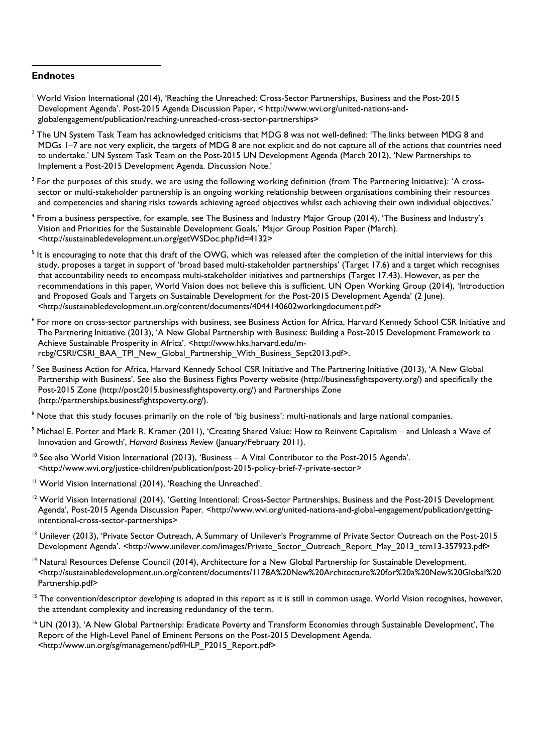## Endnotes

[1] World Vision International (2014), 'Reaching the Unreached: Cross-Sector Partnerships, Business and the Post-2015 Development Agenda'. Post-2015 Agenda Discussion Paper, < http://www.wvi.org/united-nations-and-globalengagement/publication/reaching-unreached-cross-sector-partnerships>

[2] The UN System Task Team has acknowledged criticisms that MDG 8 was not well-defined: 'The links between MDG 8 and MDGs 1–7 are not very explicit, the targets of MDG 8 are not explicit and do not capture all of the actions that countries need to undertake.' UN System Task Team on the Post-2015 UN Development Agenda (March 2012), 'New Partnerships to Implement a Post-2015 Development Agenda. Discussion Note.'

[3] For the purposes of this study, we are using the following working definition (from The Partnering Initiative): 'A cross-sector or multi-stakeholder partnership is an ongoing working relationship between organisations combining their resources and competencies and sharing risks towards achieving agreed objectives whilst each achieving their own individual objectives.'

[4] From a business perspective, for example, see The Business and Industry Major Group (2014), 'The Business and Industry's Vision and Priorities for the Sustainable Development Goals,' Major Group Position Paper (March). <http://sustainabledevelopment.un.org/getWSDoc.php?id=4132>

[5] It is encouraging to note that this draft of the OWG, which was released after the completion of the initial interviews for this study, proposes a target in support of 'broad based multi-stakeholder partnerships' (Target 17.6) and a target which recognises that accountability needs to encompass multi-stakeholder initiatives and partnerships (Target 17.43). However, as per the recommendations in this paper, World Vision does not believe this is sufficient. UN Open Working Group (2014), 'Introduction and Proposed Goals and Targets on Sustainable Development for the Post-2015 Development Agenda' (2 June). <http://sustainabledevelopment.un.org/content/documents/4044140602workingdocument.pdf>

[6] For more on cross-sector partnerships with business, see Business Action for Africa, Harvard Kennedy School CSR Initiative and The Partnering Initiative (2013), 'A New Global Partnership with Business: Building a Post-2015 Development Framework to Achieve Sustainable Prosperity in Africa'. <http://www.hks.harvard.edu/m-rcbg/CSRI/CSRI_BAA_TPI_New_Global_Partnership_With_Business_Sept2013.pdf>.

[7] See Business Action for Africa, Harvard Kennedy School CSR Initiative and The Partnering Initiative (2013), 'A New Global Partnership with Business'. See also the Business Fights Poverty website (http://businessfightspoverty.org/) and specifically the Post-2015 Zone (http://post2015.businessfightspoverty.org/) and Partnerships Zone (http://partnerships.businessfightspoverty.org/).

[8] Note that this study focuses primarily on the role of 'big business': multi-nationals and large national companies.

[9] Michael E. Porter and Mark R. Kramer (2011), 'Creating Shared Value: How to Reinvent Capitalism – and Unleash a Wave of Innovation and Growth', *Harvard Business Review* (January/February 2011).

[10] See also World Vision International (2013), 'Business – A Vital Contributor to the Post-2015 Agenda'. <http://www.wvi.org/justice-children/publication/post-2015-policy-brief-7-private-sector>

[11] World Vision International (2014), 'Reaching the Unreached'.

[12] World Vision International (2014), 'Getting Intentional: Cross-Sector Partnerships, Business and the Post-2015 Development Agenda', Post-2015 Agenda Discussion Paper. <http://www.wvi.org/united-nations-and-global-engagement/publication/getting-intentional-cross-sector-partnerships>

[13] Unilever (2013), 'Private Sector Outreach, A Summary of Unilever's Programme of Private Sector Outreach on the Post-2015 Development Agenda'. <http://www.unilever.com/images/Private_Sector_Outreach_Report_May_2013_tcm13-357923.pdf>

[14] Natural Resources Defense Council (2014), Architecture for a New Global Partnership for Sustainable Development. <http://sustainabledevelopment.un.org/content/documents/1178A%20New%20Architecture%20for%20a%20New%20Global%20Partnership.pdf>

[15] The convention/descriptor *developing* is adopted in this report as it is still in common usage. World Vision recognises, however, the attendant complexity and increasing redundancy of the term.

[16] UN (2013), 'A New Global Partnership: Eradicate Poverty and Transform Economies through Sustainable Development', The Report of the High-Level Panel of Eminent Persons on the Post-2015 Development Agenda. <http://www.un.org/sg/management/pdf/HLP_P2015_Report.pdf>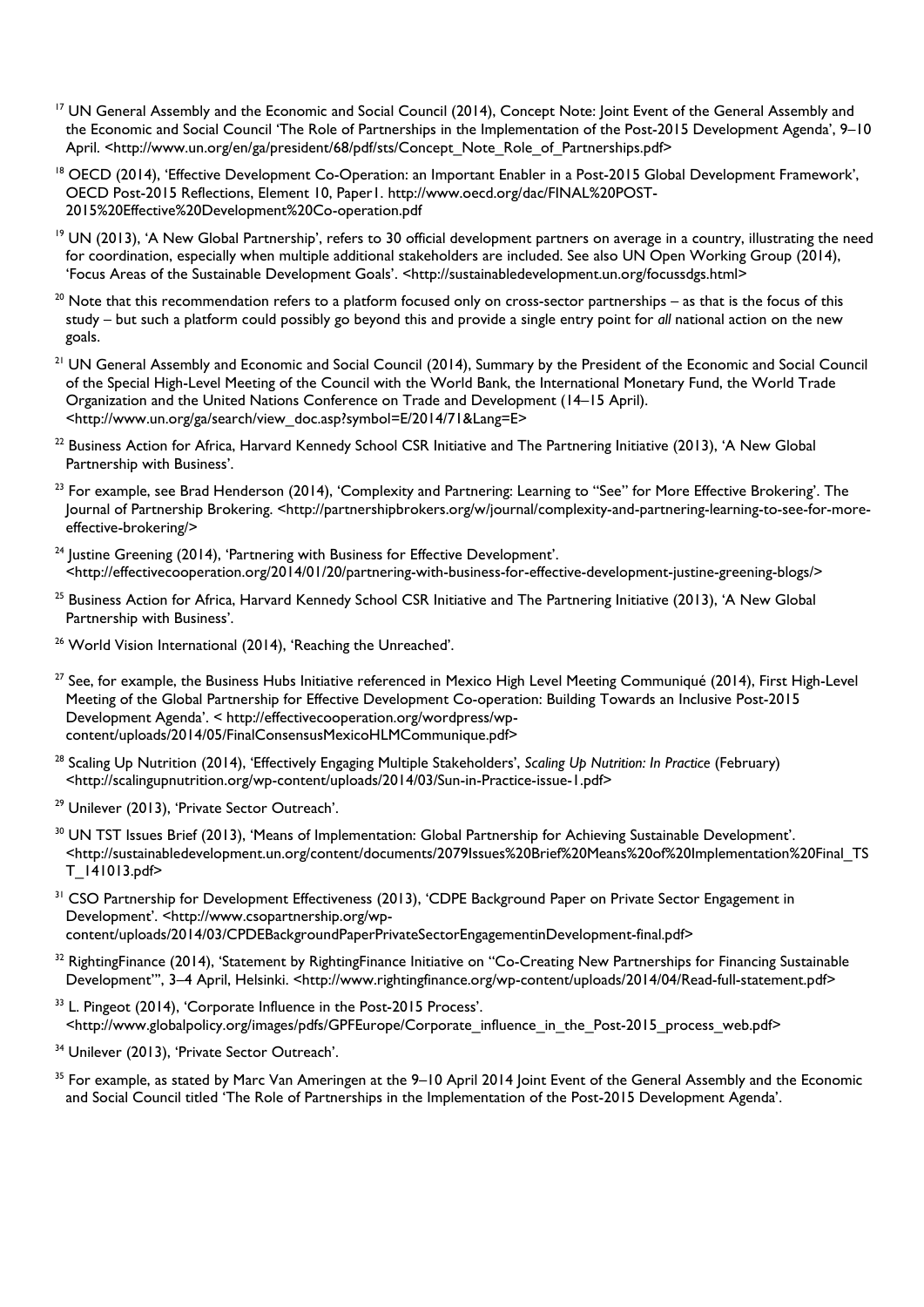[17] UN General Assembly and the Economic and Social Council (2014), Concept Note: Joint Event of the General Assembly and the Economic and Social Council 'The Role of Partnerships in the Implementation of the Post-2015 Development Agenda', 9–10 April. <http://www.un.org/en/ga/president/68/pdf/sts/Concept_Note_Role_of_Partnerships.pdf>

[18] OECD (2014), 'Effective Development Co-Operation: an Important Enabler in a Post-2015 Global Development Framework', OECD Post-2015 Reflections, Element 10, Paper1. http://www.oecd.org/dac/FINAL%20POST-2015%20Effective%20Development%20Co-operation.pdf

[19] UN (2013), 'A New Global Partnership', refers to 30 official development partners on average in a country, illustrating the need for coordination, especially when multiple additional stakeholders are included. See also UN Open Working Group (2014), 'Focus Areas of the Sustainable Development Goals'. <http://sustainabledevelopment.un.org/focussdgs.html>

[20] Note that this recommendation refers to a platform focused only on cross-sector partnerships – as that is the focus of this study – but such a platform could possibly go beyond this and provide a single entry point for *all* national action on the new goals.

[21] UN General Assembly and Economic and Social Council (2014), Summary by the President of the Economic and Social Council of the Special High-Level Meeting of the Council with the World Bank, the International Monetary Fund, the World Trade Organization and the United Nations Conference on Trade and Development (14–15 April). <http://www.un.org/ga/search/view_doc.asp?symbol=E/2014/71&Lang=E>

[22] Business Action for Africa, Harvard Kennedy School CSR Initiative and The Partnering Initiative (2013), 'A New Global Partnership with Business'.

[23] For example, see Brad Henderson (2014), 'Complexity and Partnering: Learning to "See" for More Effective Brokering'. The Journal of Partnership Brokering. <http://partnershipbrokers.org/w/journal/complexity-and-partnering-learning-to-see-for-more-effective-brokering/>

[24] Justine Greening (2014), 'Partnering with Business for Effective Development'. <http://effectivecooperation.org/2014/01/20/partnering-with-business-for-effective-development-justine-greening-blogs/>

[25] Business Action for Africa, Harvard Kennedy School CSR Initiative and The Partnering Initiative (2013), 'A New Global Partnership with Business'.

[26] World Vision International (2014), 'Reaching the Unreached'.

[27] See, for example, the Business Hubs Initiative referenced in Mexico High Level Meeting Communiqué (2014), First High-Level Meeting of the Global Partnership for Effective Development Co-operation: Building Towards an Inclusive Post-2015 Development Agenda'. < http://effectivecooperation.org/wordpress/wp-content/uploads/2014/05/FinalConsensusMexicoHLMCommunique.pdf>

[28] Scaling Up Nutrition (2014), 'Effectively Engaging Multiple Stakeholders', *Scaling Up Nutrition: In Practice* (February) <http://scalingupnutrition.org/wp-content/uploads/2014/03/Sun-in-Practice-issue-1.pdf>

[29] Unilever (2013), 'Private Sector Outreach'.

[30] UN TST Issues Brief (2013), 'Means of Implementation: Global Partnership for Achieving Sustainable Development'. <http://sustainabledevelopment.un.org/content/documents/2079Issues%20Brief%20Means%20of%20Implementation%20Final_TST_141013.pdf>

[31] CSO Partnership for Development Effectiveness (2013), 'CDPE Background Paper on Private Sector Engagement in Development'. <http://www.csopartnership.org/wp-content/uploads/2014/03/CPDEBackgroundPaperPrivateSectorEngagementinDevelopment-final.pdf>

[32] RightingFinance (2014), 'Statement by RightingFinance Initiative on "Co-Creating New Partnerships for Financing Sustainable Development"', 3–4 April, Helsinki. <http://www.rightingfinance.org/wp-content/uploads/2014/04/Read-full-statement.pdf>

[33] L. Pingeot (2014), 'Corporate Influence in the Post-2015 Process'. <http://www.globalpolicy.org/images/pdfs/GPFEurope/Corporate_influence_in_the_Post-2015_process_web.pdf>

[34] Unilever (2013), 'Private Sector Outreach'.

[35] For example, as stated by Marc Van Ameringen at the 9–10 April 2014 Joint Event of the General Assembly and the Economic and Social Council titled 'The Role of Partnerships in the Implementation of the Post-2015 Development Agenda'.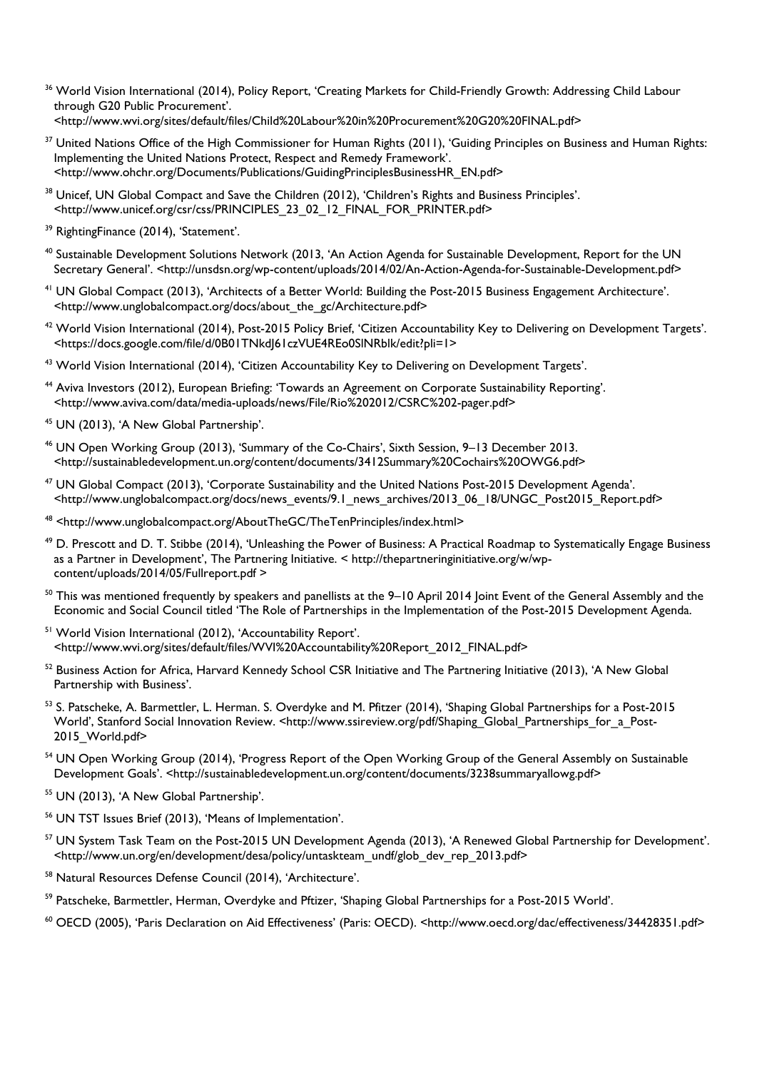[36] World Vision International (2014), Policy Report, 'Creating Markets for Child-Friendly Growth: Addressing Child Labour through G20 Public Procurement'. <http://www.wvi.org/sites/default/files/Child%20Labour%20in%20Procurement%20G20%20FINAL.pdf>

[37] United Nations Office of the High Commissioner for Human Rights (2011), 'Guiding Principles on Business and Human Rights: Implementing the United Nations Protect, Respect and Remedy Framework'. <http://www.ohchr.org/Documents/Publications/GuidingPrinciplesBusinessHR_EN.pdf>

[38] Unicef, UN Global Compact and Save the Children (2012), 'Children's Rights and Business Principles'. <http://www.unicef.org/csr/css/PRINCIPLES_23_02_12_FINAL_FOR_PRINTER.pdf>

[39] RightingFinance (2014), 'Statement'.

[40] Sustainable Development Solutions Network (2013, 'An Action Agenda for Sustainable Development, Report for the UN Secretary General'. <http://unsdsn.org/wp-content/uploads/2014/02/An-Action-Agenda-for-Sustainable-Development.pdf>

[41] UN Global Compact (2013), 'Architects of a Better World: Building the Post-2015 Business Engagement Architecture'. <http://www.unglobalcompact.org/docs/about_the_gc/Architecture.pdf>

[42] World Vision International (2014), Post-2015 Policy Brief, 'Citizen Accountability Key to Delivering on Development Targets'. <https://docs.google.com/file/d/0B01TNkdJ61czVUE4REo0SlNRblk/edit?pli=1>

[43] World Vision International (2014), 'Citizen Accountability Key to Delivering on Development Targets'.

[44] Aviva Investors (2012), European Briefing: 'Towards an Agreement on Corporate Sustainability Reporting'. <http://www.aviva.com/data/media-uploads/news/File/Rio%202012/CSRC%202-pager.pdf>

[45] UN (2013), 'A New Global Partnership'.

[46] UN Open Working Group (2013), 'Summary of the Co-Chairs', Sixth Session, 9–13 December 2013. <http://sustainabledevelopment.un.org/content/documents/3412Summary%20Cochairs%20OWG6.pdf>

[47] UN Global Compact (2013), 'Corporate Sustainability and the United Nations Post-2015 Development Agenda'. <http://www.unglobalcompact.org/docs/news_events/9.1_news_archives/2013_06_18/UNGC_Post2015_Report.pdf>

[48] <http://www.unglobalcompact.org/AboutTheGC/TheTenPrinciples/index.html>

[49] D. Prescott and D. T. Stibbe (2014), 'Unleashing the Power of Business: A Practical Roadmap to Systematically Engage Business as a Partner in Development', The Partnering Initiative. < http://thepartneringinitiative.org/w/wp-content/uploads/2014/05/Fullreport.pdf >

[50] This was mentioned frequently by speakers and panellists at the 9–10 April 2014 Joint Event of the General Assembly and the Economic and Social Council titled 'The Role of Partnerships in the Implementation of the Post-2015 Development Agenda.

[51] World Vision International (2012), 'Accountability Report'. <http://www.wvi.org/sites/default/files/WVI%20Accountability%20Report_2012_FINAL.pdf>

[52] Business Action for Africa, Harvard Kennedy School CSR Initiative and The Partnering Initiative (2013), 'A New Global Partnership with Business'.

[53] S. Patscheke, A. Barmettler, L. Herman. S. Overdyke and M. Pfitzer (2014), 'Shaping Global Partnerships for a Post-2015 World', Stanford Social Innovation Review. <http://www.ssireview.org/pdf/Shaping_Global_Partnerships_for_a_Post-2015_World.pdf>

[54] UN Open Working Group (2014), 'Progress Report of the Open Working Group of the General Assembly on Sustainable Development Goals'. <http://sustainabledevelopment.un.org/content/documents/3238summaryallowg.pdf>

[55] UN (2013), 'A New Global Partnership'.

[56] UN TST Issues Brief (2013), 'Means of Implementation'.

[57] UN System Task Team on the Post-2015 UN Development Agenda (2013), 'A Renewed Global Partnership for Development'. <http://www.un.org/en/development/desa/policy/untaskteam_undf/glob_dev_rep_2013.pdf>

[58] Natural Resources Defense Council (2014), 'Architecture'.

[59] Patscheke, Barmettler, Herman, Overdyke and Pftizer, 'Shaping Global Partnerships for a Post-2015 World'.

[60] OECD (2005), 'Paris Declaration on Aid Effectiveness' (Paris: OECD). <http://www.oecd.org/dac/effectiveness/34428351.pdf>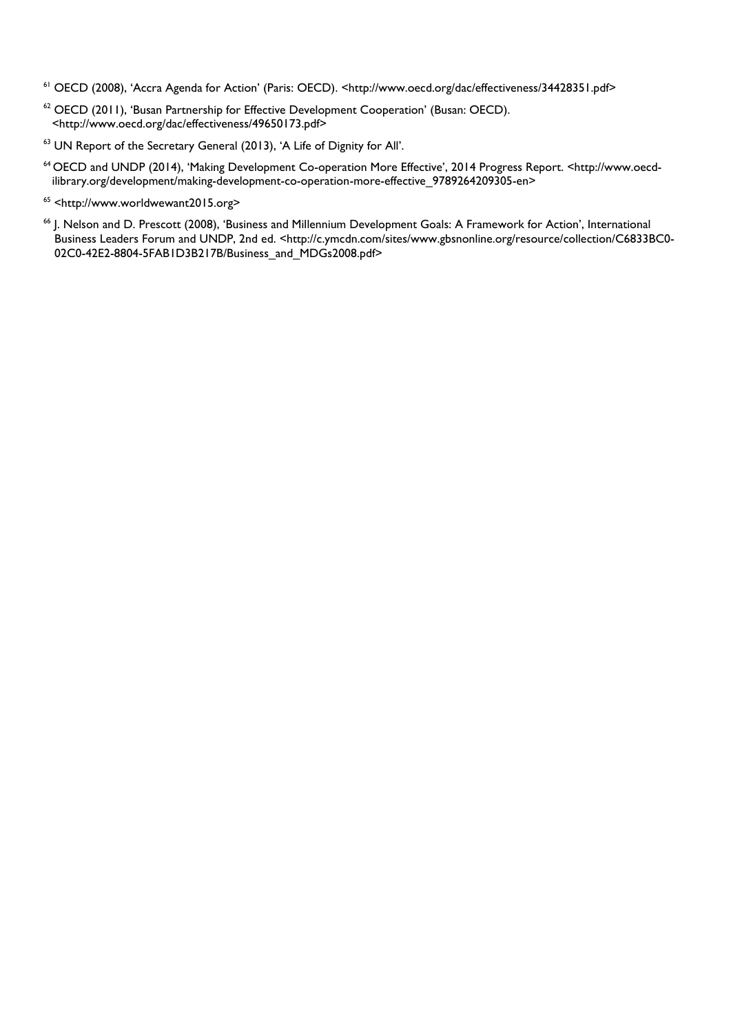[61] OECD (2008), 'Accra Agenda for Action' (Paris: OECD). <http://www.oecd.org/dac/effectiveness/34428351.pdf>

[62] OECD (2011), 'Busan Partnership for Effective Development Cooperation' (Busan: OECD). <http://www.oecd.org/dac/effectiveness/49650173.pdf>

[63] UN Report of the Secretary General (2013), 'A Life of Dignity for All'.

[64] OECD and UNDP (2014), 'Making Development Co-operation More Effective', 2014 Progress Report. <http://www.oecd-ilibrary.org/development/making-development-co-operation-more-effective_9789264209305-en>

[65] <http://www.worldwewant2015.org>

[66] J. Nelson and D. Prescott (2008), 'Business and Millennium Development Goals: A Framework for Action', International Business Leaders Forum and UNDP, 2nd ed. <http://c.ymcdn.com/sites/www.gbsnonline.org/resource/collection/C6833BC0-02C0-42E2-8804-5FAB1D3B217B/Business_and_MDGs2008.pdf>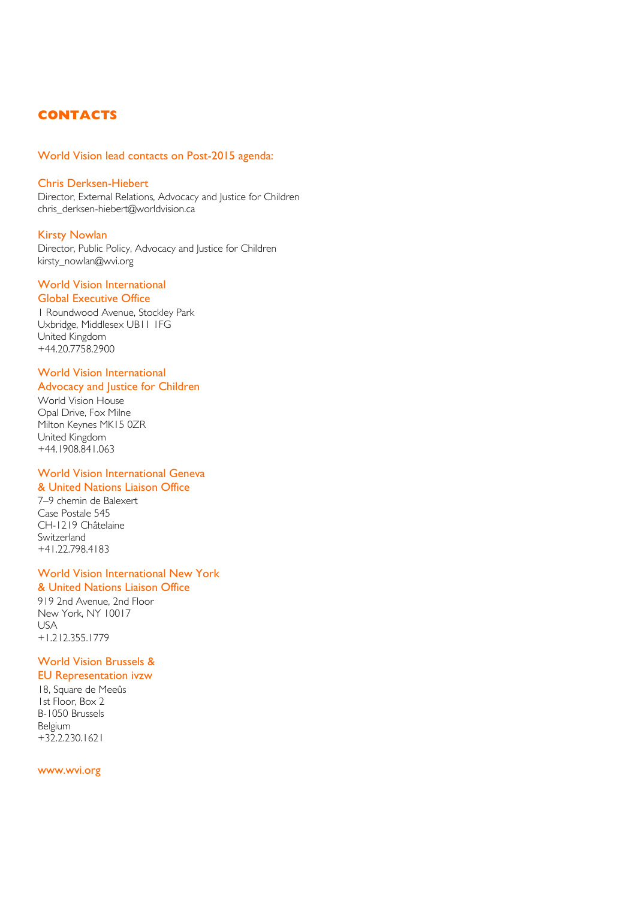# CONTACTS

World Vision lead contacts on Post-2015 agenda:

**Chris Derksen-Hiebert**
Director, External Relations, Advocacy and Justice for Children
chris_derksen-hiebert@worldvision.ca

**Kirsty Nowlan**
Director, Public Policy, Advocacy and Justice for Children
kirsty_nowlan@wvi.org

**World Vision International**
**Global Executive Office**
1 Roundwood Avenue, Stockley Park
Uxbridge, Middlesex UB11 1FG
United Kingdom
+44.20.7758.2900

**World Vision International**
**Advocacy and Justice for Children**
World Vision House
Opal Drive, Fox Milne
Milton Keynes MK15 0ZR
United Kingdom
+44.1908.841.063

**World Vision International Geneva**
**& United Nations Liaison Office**
7–9 chemin de Balexert
Case Postale 545
CH-1219 Châtelaine
Switzerland
+41.22.798.4183

**World Vision International New York**
**& United Nations Liaison Office**
919 2nd Avenue, 2nd Floor
New York, NY 10017
USA
+1.212.355.1779

**World Vision Brussels &**
**EU Representation ivzw**
18, Square de Meeûs
1st Floor, Box 2
B-1050 Brussels
Belgium
+32.2.230.1621

www.wvi.org